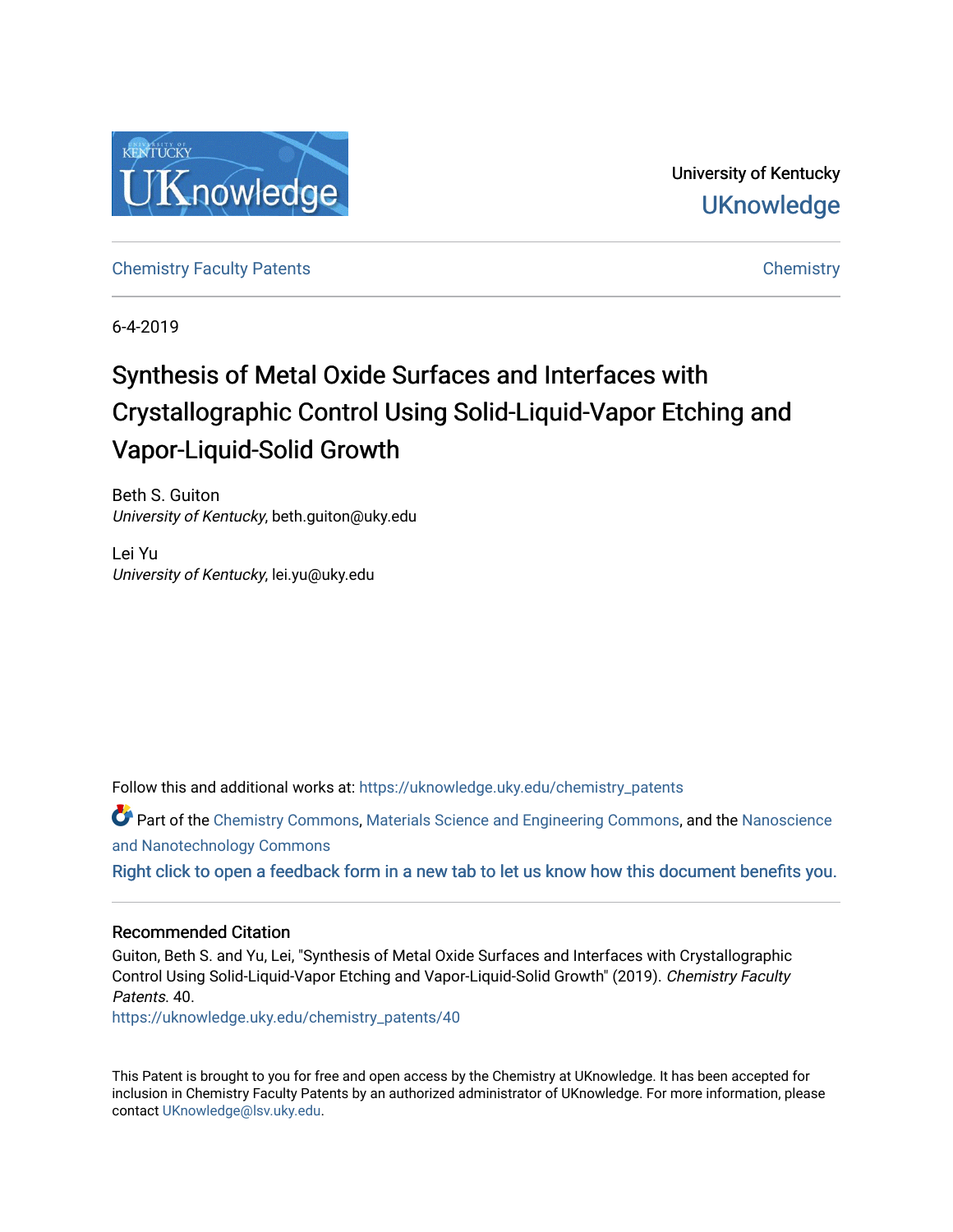University of Kentucky

UKnowledge

Chemistry Faculty Patents

Chemistry

6-4-2019

# Synthesis of Metal Oxide Surfaces and Interfaces with Crystallographic Control Using Solid-Liquid-Vapor Etching and Vapor-Liquid-Solid Growth

Beth S. Guiton
*University of Kentucky*, beth.guiton@uky.edu

Lei Yu
*University of Kentucky*, lei.yu@uky.edu

Follow this and additional works at: https://uknowledge.uky.edu/chemistry_patents

Part of the Chemistry Commons, Materials Science and Engineering Commons, and the Nanoscience and Nanotechnology Commons

Right click to open a feedback form in a new tab to let us know how this document benefits you.

## Recommended Citation

Guiton, Beth S. and Yu, Lei, "Synthesis of Metal Oxide Surfaces and Interfaces with Crystallographic Control Using Solid-Liquid-Vapor Etching and Vapor-Liquid-Solid Growth" (2019). *Chemistry Faculty Patents*. 40.
https://uknowledge.uky.edu/chemistry_patents/40

This Patent is brought to you for free and open access by the Chemistry at UKnowledge. It has been accepted for inclusion in Chemistry Faculty Patents by an authorized administrator of UKnowledge. For more information, please contact UKnowledge@lsv.uky.edu.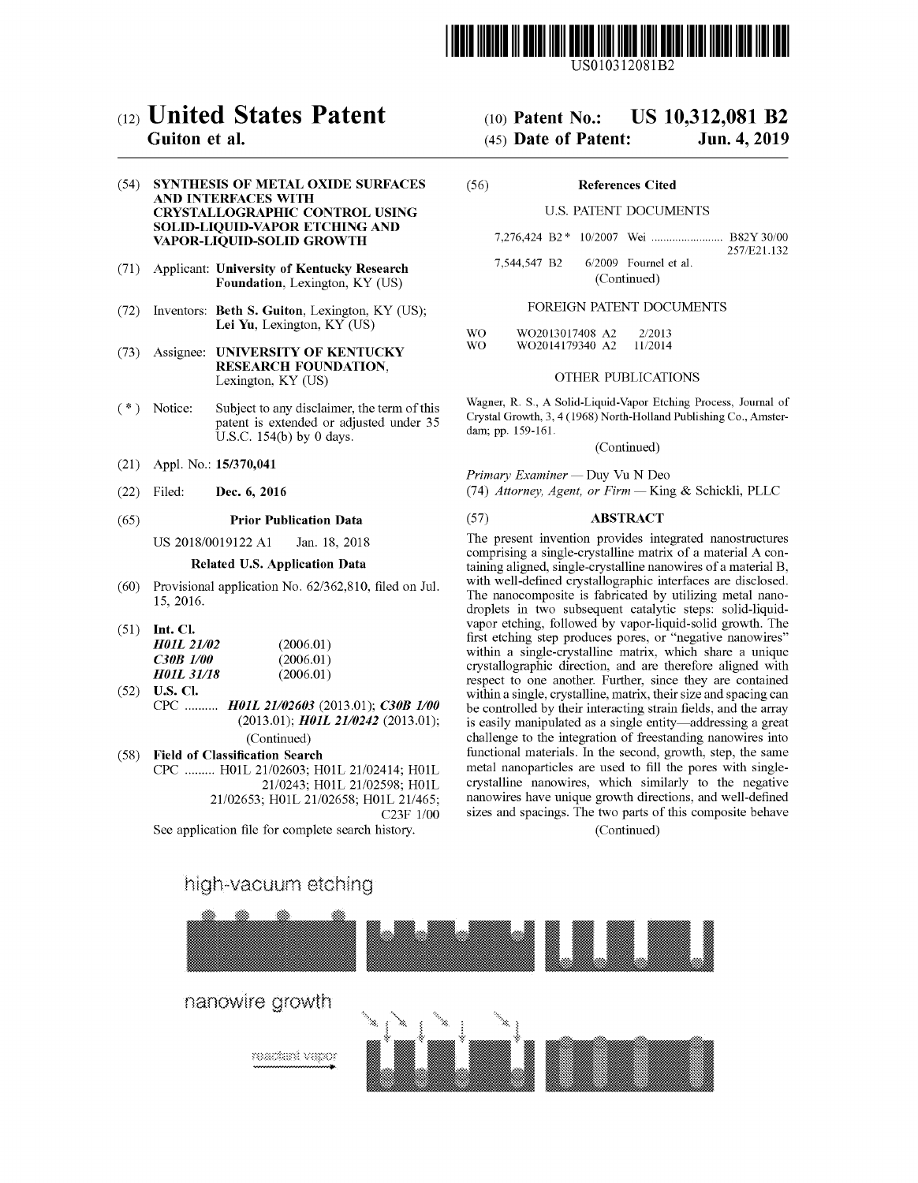US010312081B2

# (12) United States Patent
**Guiton et al.**

(10) **Patent No.: US 10,312,081 B2**

(45) **Date of Patent: Jun. 4, 2019**

(54) **SYNTHESIS OF METAL OXIDE SURFACES AND INTERFACES WITH CRYSTALLOGRAPHIC CONTROL USING SOLID-LIQUID-VAPOR ETCHING AND VAPOR-LIQUID-SOLID GROWTH**

(71) Applicant: **University of Kentucky Research Foundation**, Lexington, KY (US)

(72) Inventors: **Beth S. Guiton**, Lexington, KY (US); **Lei Yu**, Lexington, KY (US)

(73) Assignee: **UNIVERSITY OF KENTUCKY RESEARCH FOUNDATION**, Lexington, KY (US)

(*) Notice: Subject to any disclaimer, the term of this patent is extended or adjusted under 35 U.S.C. 154(b) by 0 days.

(21) Appl. No.: **15/370,041**

(22) Filed: **Dec. 6, 2016**

(65) **Prior Publication Data**

US 2018/0019122 A1 Jan. 18, 2018

**Related U.S. Application Data**

(60) Provisional application No. 62/362,810, filed on Jul. 15, 2016.

(51) **Int. Cl.**

| | |
|---|---|
| ***H01L 21/02*** | (2006.01) |
| ***C30B 1/00*** | (2006.01) |
| ***H01L 31/18*** | (2006.01) |

(52) **U.S. Cl.**

CPC .......... ***H01L 21/02603*** (2013.01); ***C30B 1/00*** (2013.01); ***H01L 21/0242*** (2013.01); (Continued)

(58) **Field of Classification Search**

CPC ......... H01L 21/02603; H01L 21/02414; H01L 21/0243; H01L 21/02598; H01L 21/02653; H01L 21/02658; H01L 21/465; C23F 1/00

See application file for complete search history.

(56) **References Cited**

U.S. PATENT DOCUMENTS

7,276,424 B2 * 10/2007 Wei ........................ B82Y 30/00 257/E21.132
7,544,547 B2 6/2009 Fournel et al.
(Continued)

FOREIGN PATENT DOCUMENTS

WO WO2013017408 A2 2/2013
WO WO2014179340 A2 11/2014

OTHER PUBLICATIONS

Wagner, R. S., A Solid-Liquid-Vapor Etching Process, Journal of Crystal Growth, 3, 4 (1968) North-Holland Publishing Co., Amsterdam; pp. 159-161.

(Continued)

*Primary Examiner* — Duy Vu N Deo

(74) *Attorney, Agent, or Firm* — King & Schickli, PLLC

(57) **ABSTRACT**

The present invention provides integrated nanostructures comprising a single-crystalline matrix of a material A containing aligned, single-crystalline nanowires of a material B, with well-defined crystallographic interfaces are disclosed. The nanocomposite is fabricated by utilizing metal nanodroplets in two subsequent catalytic steps: solid-liquid-vapor etching, followed by vapor-liquid-solid growth. The first etching step produces pores, or "negative nanowires" within a single-crystalline matrix, which share a unique crystallographic direction, and are therefore aligned with respect to one another. Further, since they are contained within a single, crystalline, matrix, their size and spacing can be controlled by their interacting strain fields, and the array is easily manipulated as a single entity—addressing a great challenge to the integration of freestanding nanowires into functional materials. In the second, growth, step, the same metal nanoparticles are used to fill the pores with single-crystalline nanowires, which similarly to the negative nanowires have unique growth directions, and well-defined sizes and spacings. The two parts of this composite behave

(Continued)

high-vacuum etching

nanowire growth

reactant vapor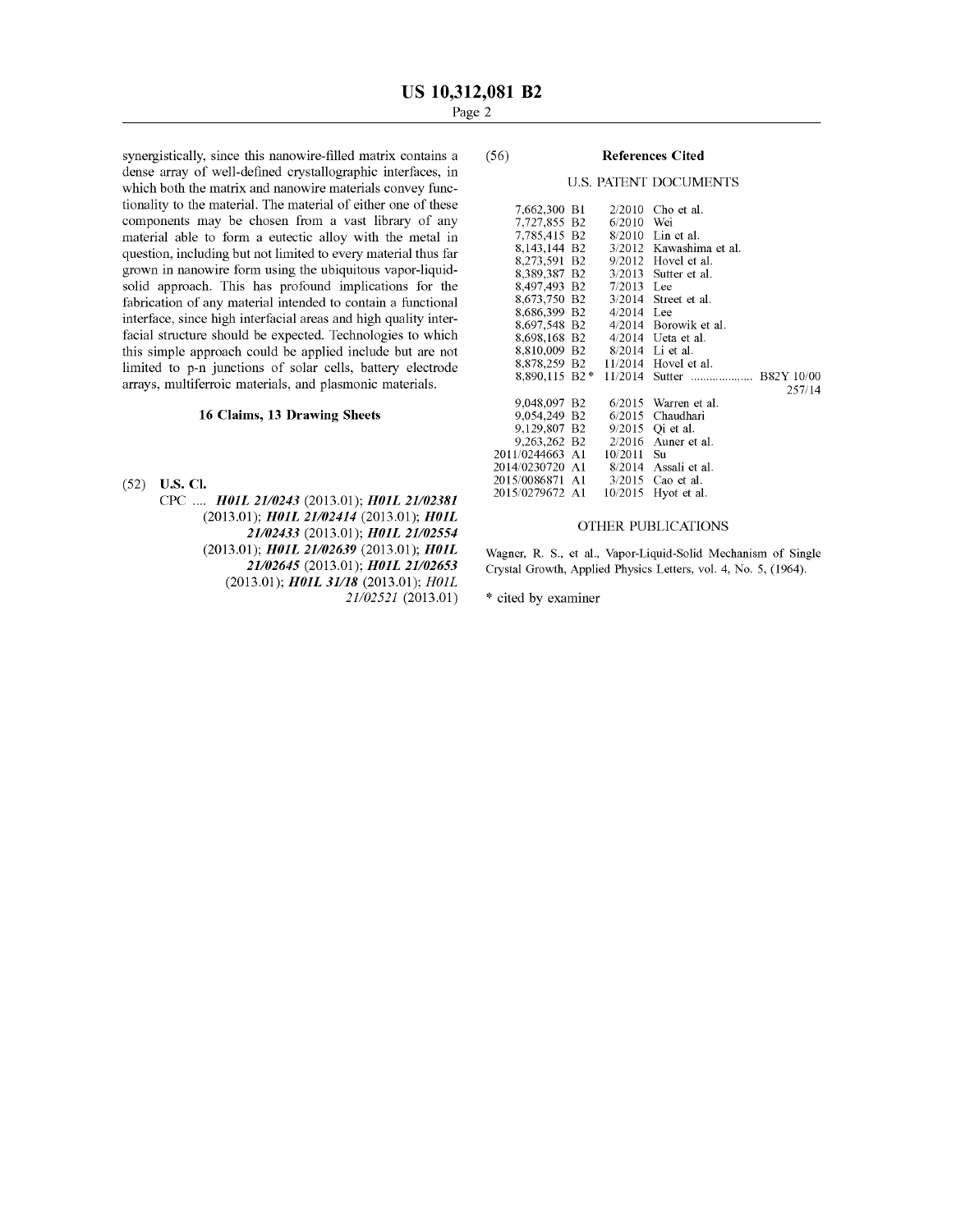synergistically, since this nanowire-filled matrix contains a dense array of well-defined crystallographic interfaces, in which both the matrix and nanowire materials convey functionality to the material. The material of either one of these components may be chosen from a vast library of any material able to form a eutectic alloy with the metal in question, including but not limited to every material thus far grown in nanowire form using the ubiquitous vapor-liquid-solid approach. This has profound implications for the fabrication of any material intended to contain a functional interface, since high interfacial areas and high quality interfacial structure should be expected. Technologies to which this simple approach could be applied include but are not limited to p-n junctions of solar cells, battery electrode arrays, multiferroic materials, and plasmonic materials.

**16 Claims, 13 Drawing Sheets**

(52) **U.S. Cl.**
CPC .... ***H01L 21/0243*** (2013.01); ***H01L 21/02381*** (2013.01); ***H01L 21/02414*** (2013.01); ***H01L 21/02433*** (2013.01); ***H01L 21/02554*** (2013.01); ***H01L 21/02639*** (2013.01); ***H01L 21/02645*** (2013.01); ***H01L 21/02653*** (2013.01); ***H01L 31/18*** (2013.01); *H01L 21/02521* (2013.01)

(56) **References Cited**

U.S. PATENT DOCUMENTS

| | | |
|---|---|---|
| 7,662,300 B1 | 2/2010 | Cho et al. |
| 7,727,855 B2 | 6/2010 | Wei |
| 7,785,415 B2 | 8/2010 | Lin et al. |
| 8,143,144 B2 | 3/2012 | Kawashima et al. |
| 8,273,591 B2 | 9/2012 | Hovel et al. |
| 8,389,387 B2 | 3/2013 | Sutter et al. |
| 8,497,493 B2 | 7/2013 | Lee |
| 8,673,750 B2 | 3/2014 | Street et al. |
| 8,686,399 B2 | 4/2014 | Lee |
| 8,697,548 B2 | 4/2014 | Borowik et al. |
| 8,698,168 B2 | 4/2014 | Ueta et al. |
| 8,810,009 B2 | 8/2014 | Li et al. |
| 8,878,259 B2 | 11/2014 | Hovel et al. |
| 8,890,115 B2 * | 11/2014 | Sutter .................... B82Y 10/00 257/14 |
| 9,048,097 B2 | 6/2015 | Warren et al. |
| 9,054,249 B2 | 6/2015 | Chaudhari |
| 9,129,807 B2 | 9/2015 | Qi et al. |
| 9,263,262 B2 | 2/2016 | Auner et al. |
| 2011/0244663 A1 | 10/2011 | Su |
| 2014/0230720 A1 | 8/2014 | Assali et al. |
| 2015/0086871 A1 | 3/2015 | Cao et al. |
| 2015/0279672 A1 | 10/2015 | Hyot et al. |

OTHER PUBLICATIONS

Wagner, R. S., et al., Vapor-Liquid-Solid Mechanism of Single Crystal Growth, Applied Physics Letters, vol. 4, No. 5, (1964).

\* cited by examiner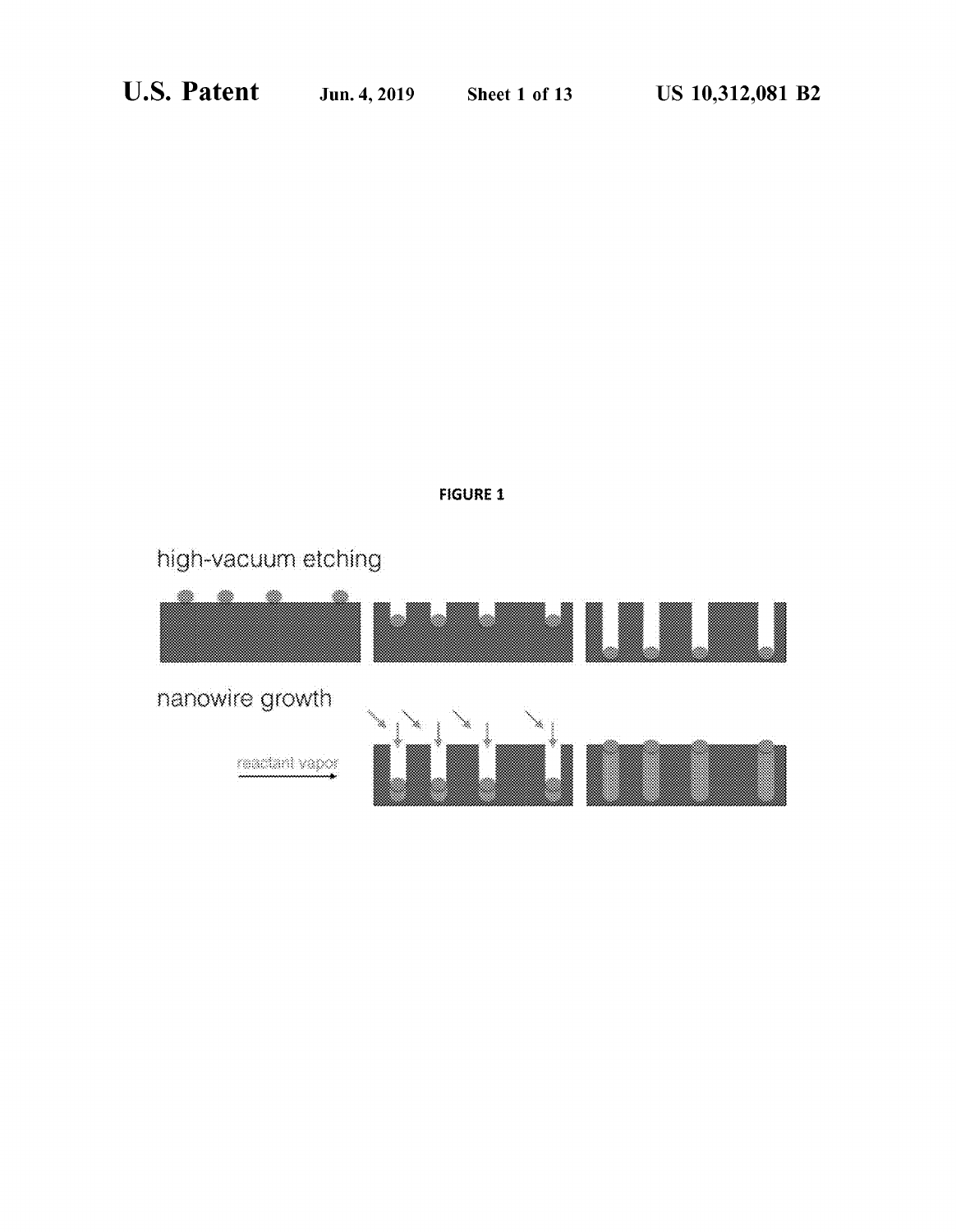FIGURE 1

high-vacuum etching

nanowire growth

reactant vapor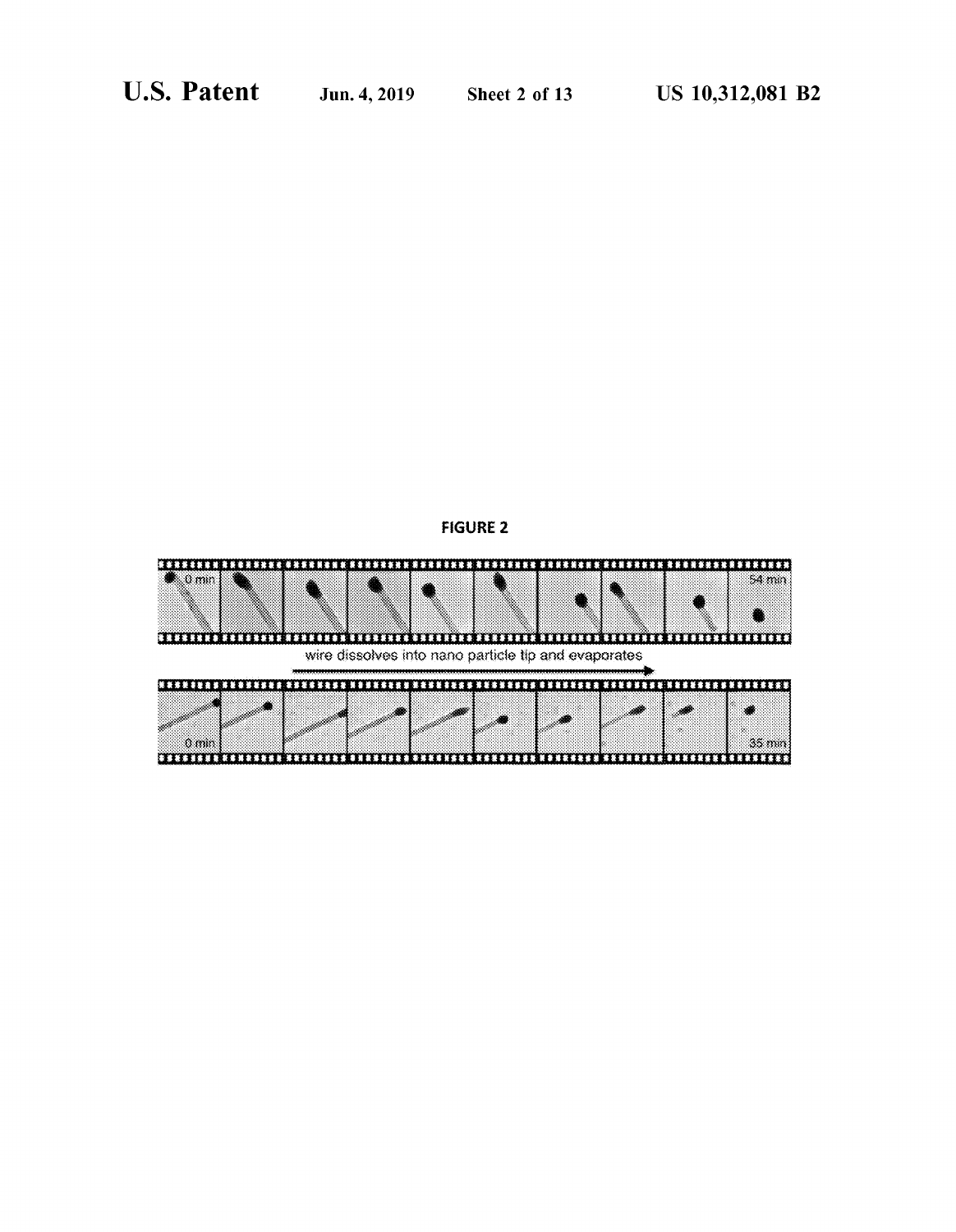FIGURE 2

0 min

54 min

wire dissolves into nano particle tip and evaporates

0 min

35 min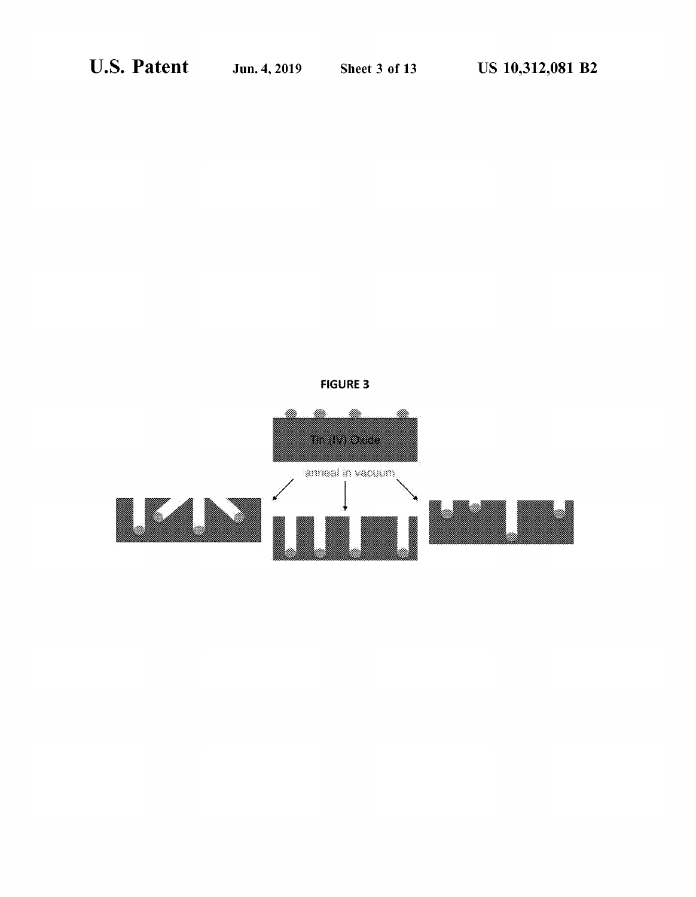FIGURE 3

Tin (IV) Oxide

anneal in vacuum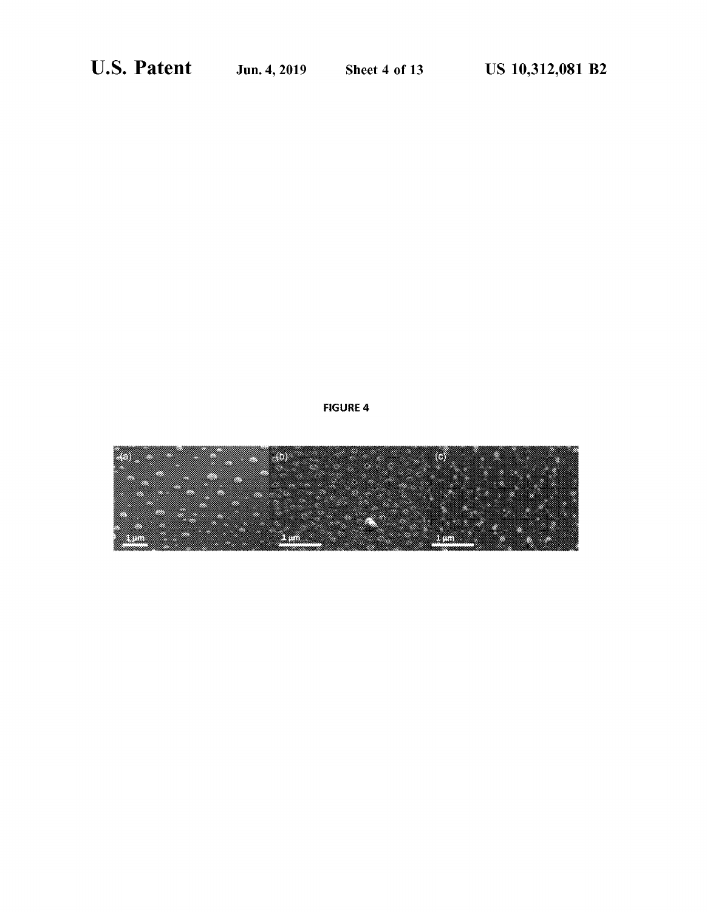FIGURE 4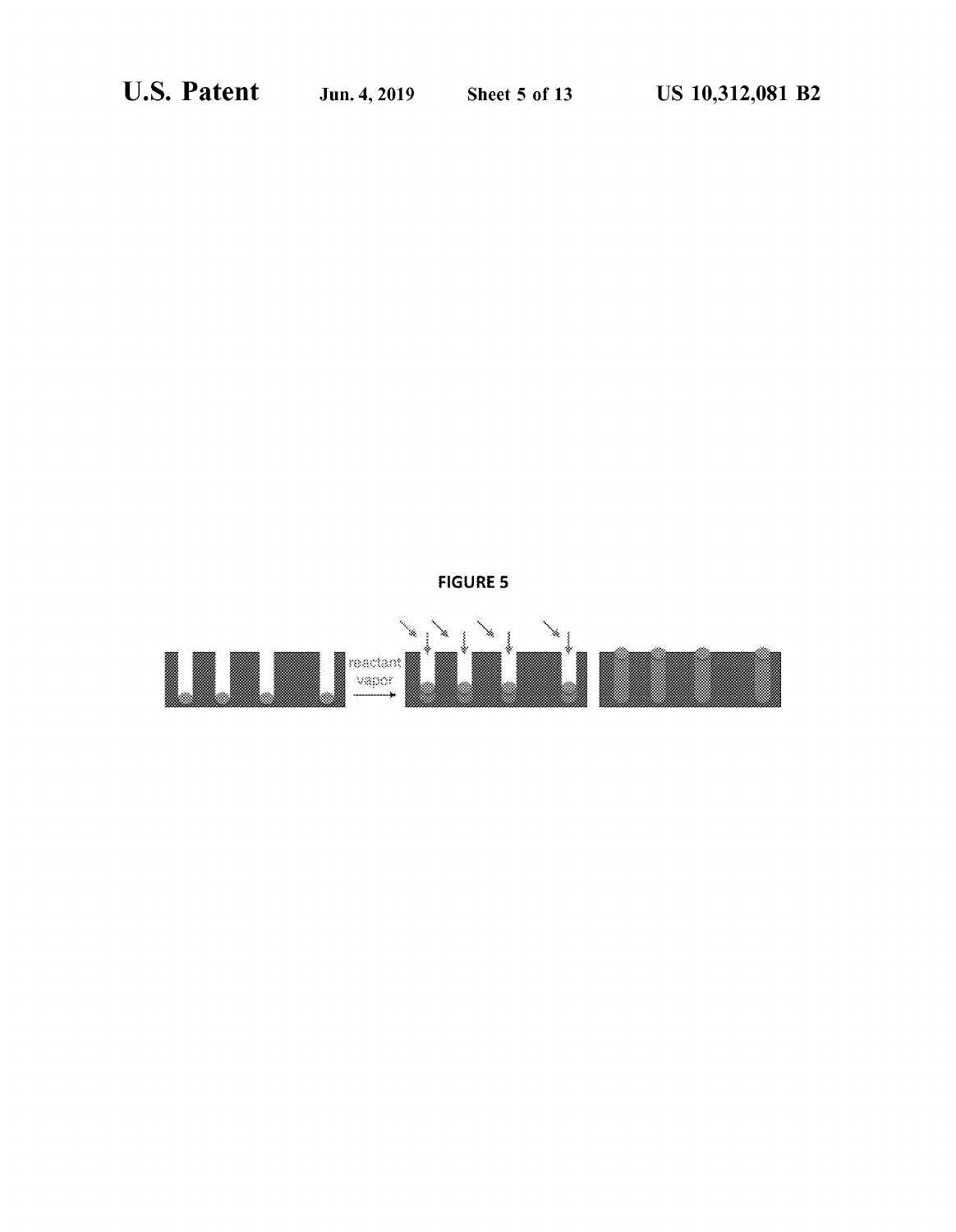FIGURE 5

reactant vapor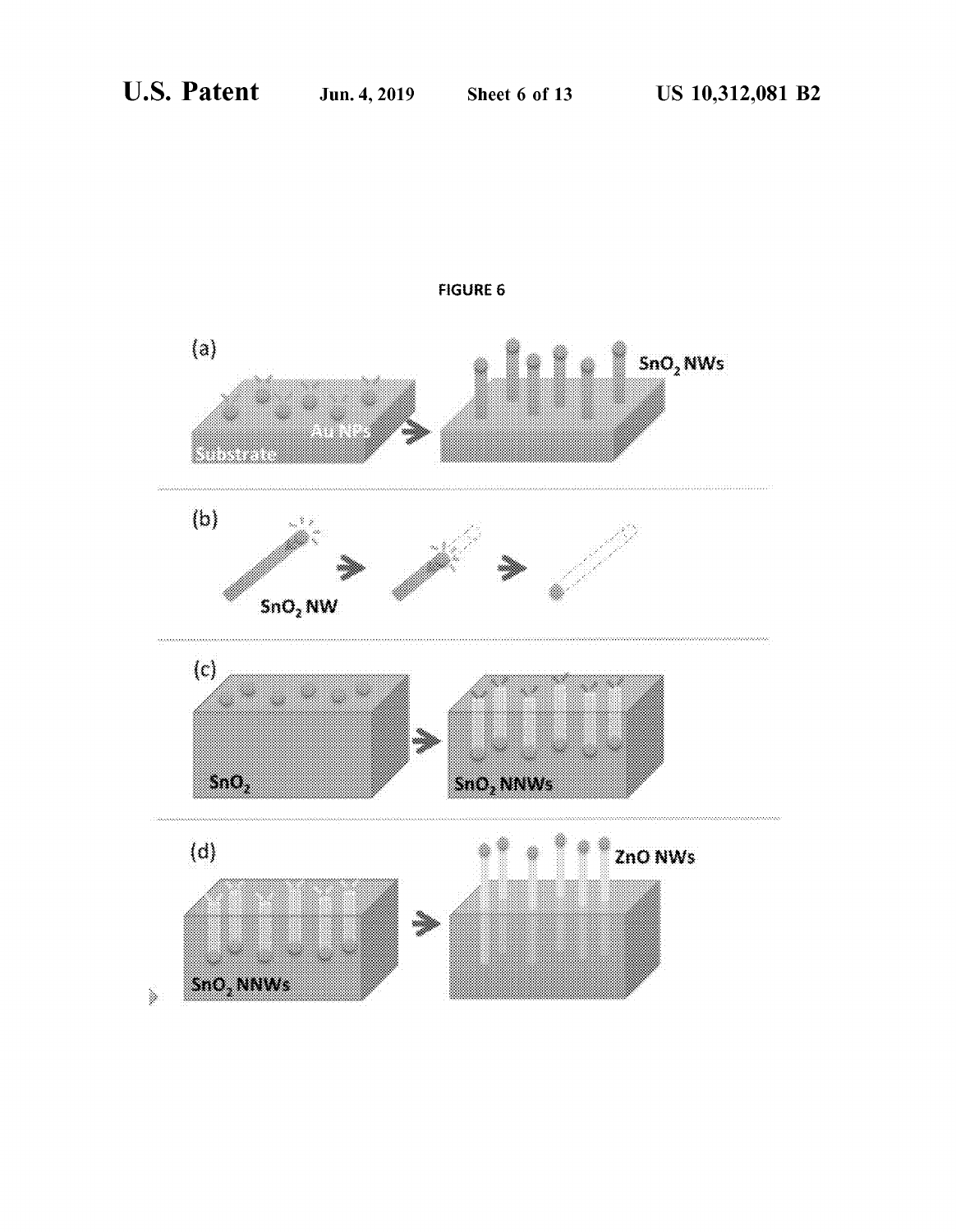FIGURE 6

(a)

Au NPs

Substrate

$SnO_2$ NWs

(b)

$SnO_2$ NW

(c)

$SnO_2$

$SnO_2$ NNWs

(d)

$SnO_2$ NNWs

ZnO NWs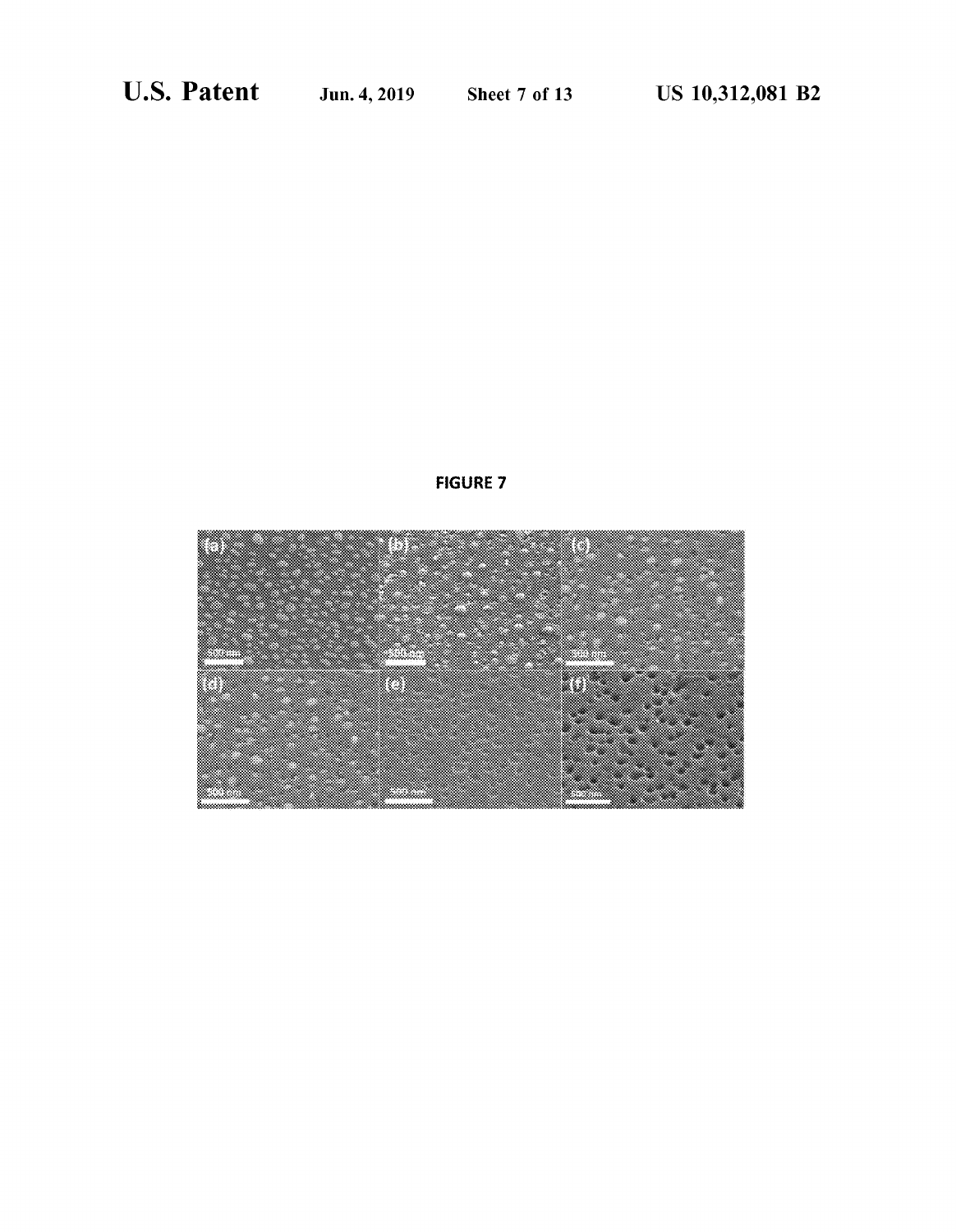FIGURE 7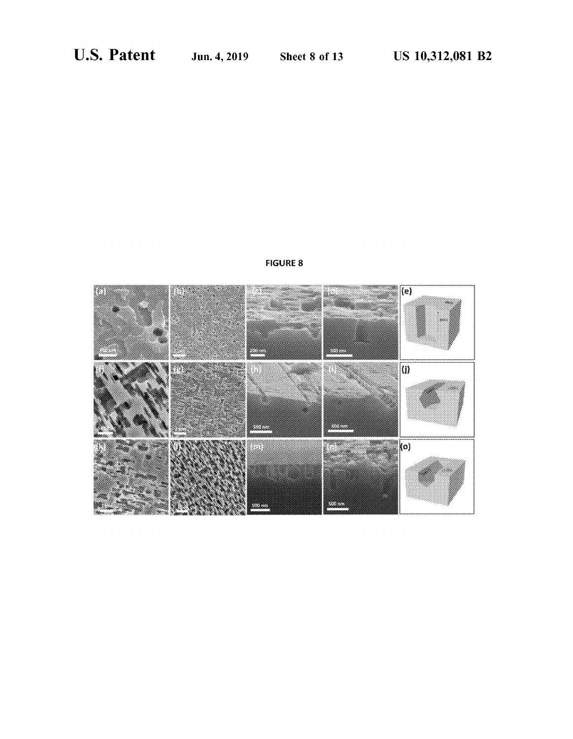FIGURE 8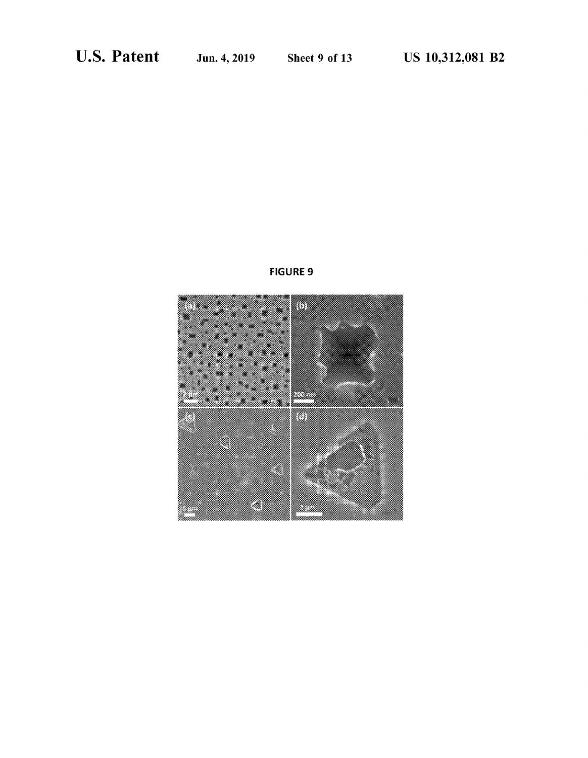FIGURE 9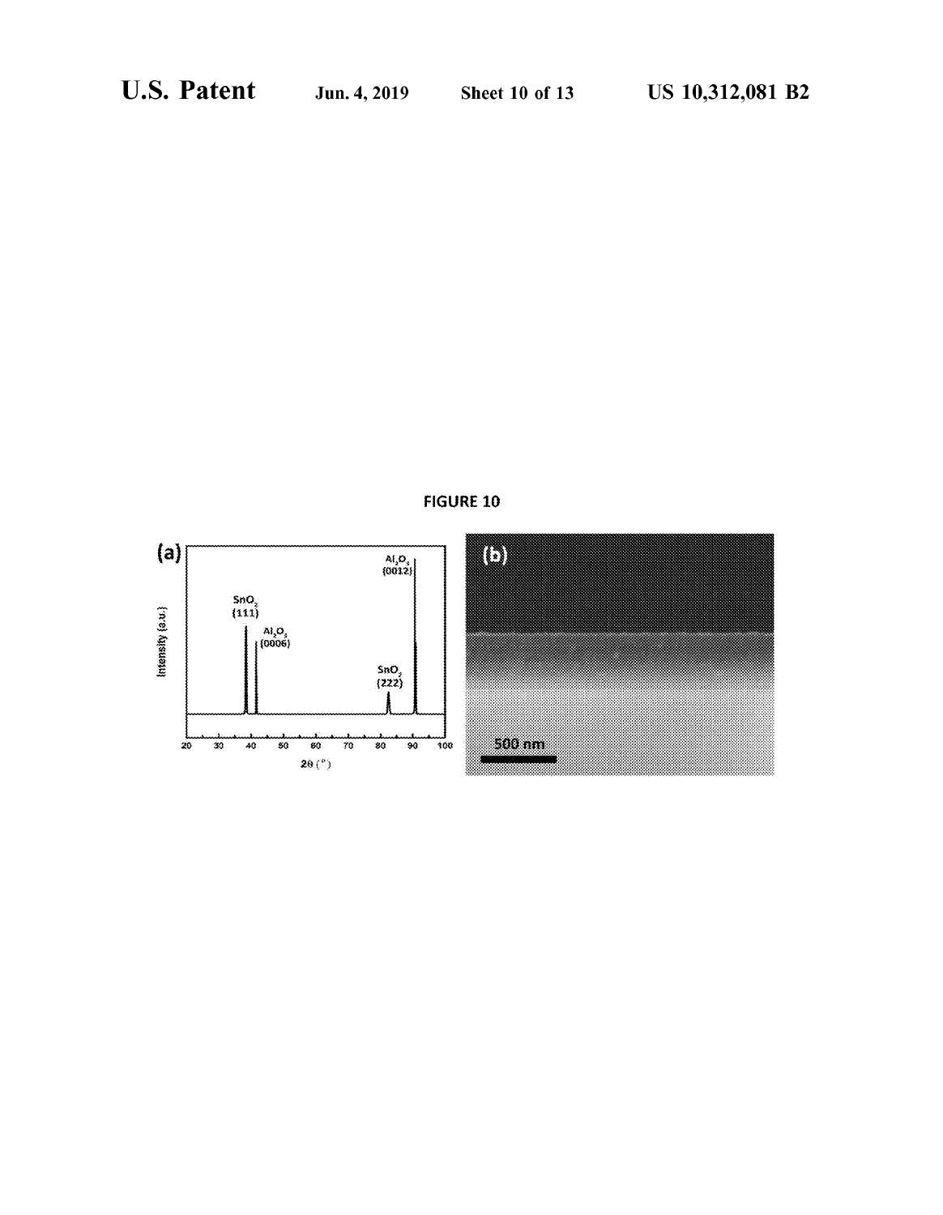FIGURE 10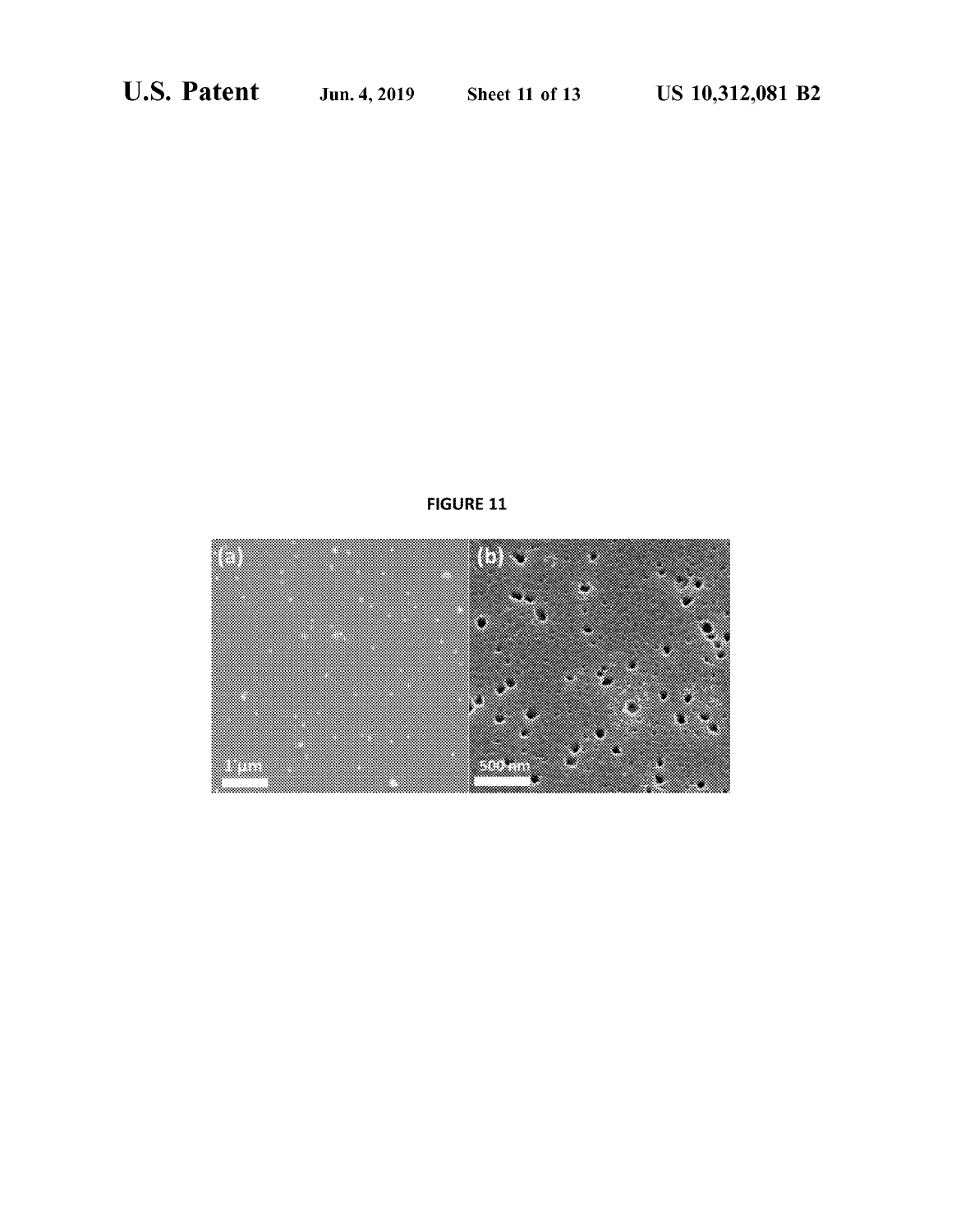FIGURE 11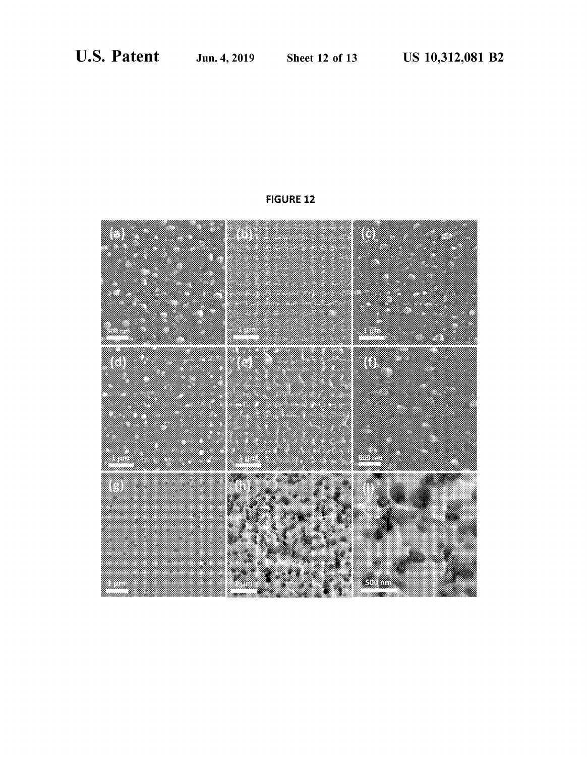FIGURE 12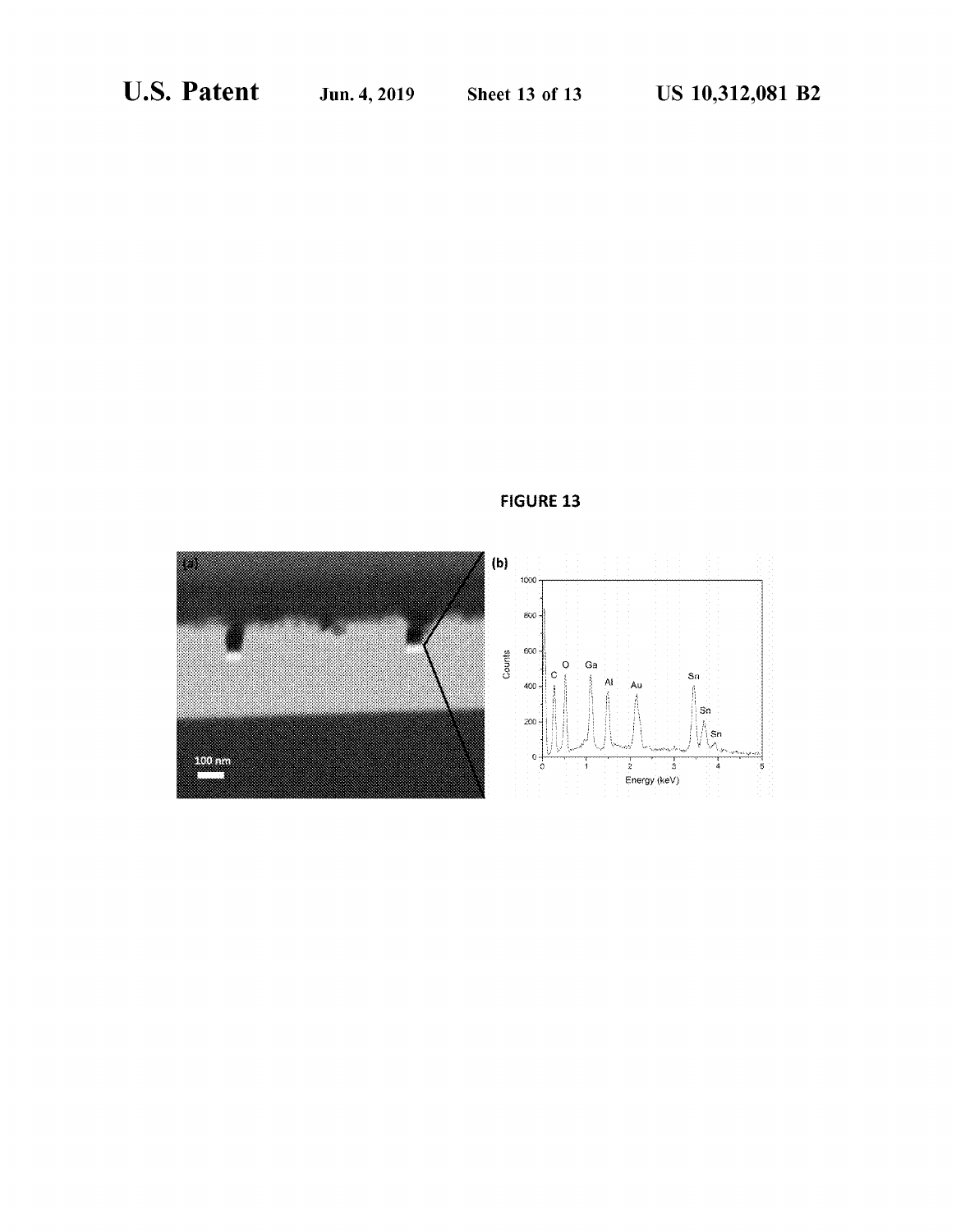FIGURE 13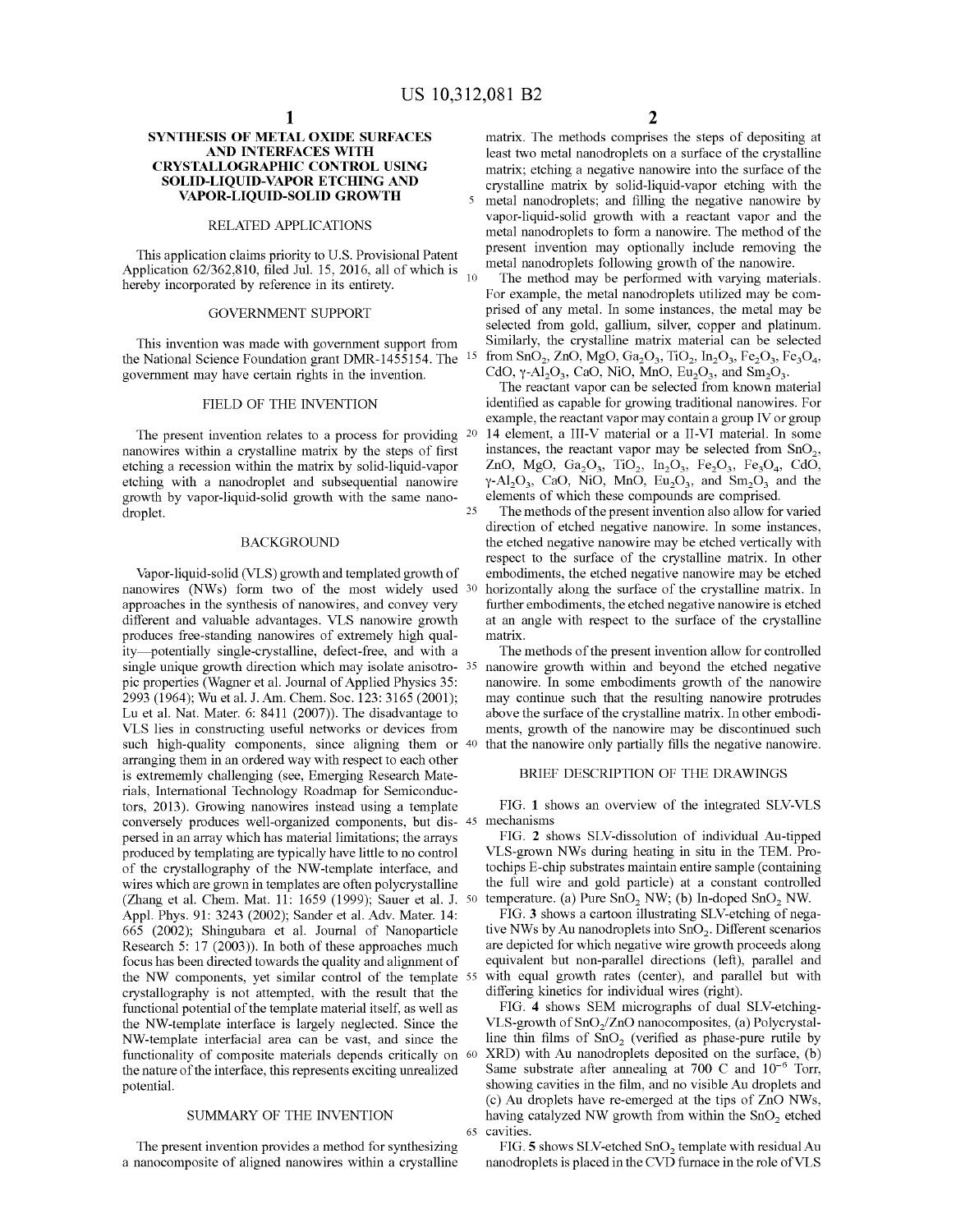# SYNTHESIS OF METAL OXIDE SURFACES AND INTERFACES WITH CRYSTALLOGRAPHIC CONTROL USING SOLID-LIQUID-VAPOR ETCHING AND VAPOR-LIQUID-SOLID GROWTH

## RELATED APPLICATIONS

This application claims priority to U.S. Provisional Patent Application 62/362,810, filed Jul. 15, 2016, all of which is hereby incorporated by reference in its entirety.

## GOVERNMENT SUPPORT

This invention was made with government support from the National Science Foundation grant DMR-1455154. The government may have certain rights in the invention.

## FIELD OF THE INVENTION

The present invention relates to a process for providing nanowires within a crystalline matrix by the steps of first etching a recession within the matrix by solid-liquid-vapor etching with a nanodroplet and subsequential nanowire growth by vapor-liquid-solid growth with the same nanodroplet.

## BACKGROUND

Vapor-liquid-solid (VLS) growth and templated growth of nanowires (NWs) form two of the most widely used approaches in the synthesis of nanowires, and convey very different and valuable advantages. VLS nanowire growth produces free-standing nanowires of extremely high quality—potentially single-crystalline, defect-free, and with a single unique growth direction which may isolate anisotropic properties (Wagner et al. Journal of Applied Physics 35: 2993 (1964); Wu et al. J. Am. Chem. Soc. 123: 3165 (2001); Lu et al. Nat. Mater. 6: 8411 (2007)). The disadvantage to VLS lies in constructing useful networks or devices from such high-quality components, since aligning them or arranging them in an ordered way with respect to each other is extrememly challenging (see, Emerging Research Materials, International Technology Roadmap for Semiconductors, 2013). Growing nanowires instead using a template conversely produces well-organized components, but dispersed in an array which has material limitations; the arrays produced by templating are typically have little to no control of the crystallography of the NW-template interface, and wires which are grown in templates are often polycrystalline (Zhang et al. Chem. Mat. 11: 1659 (1999); Sauer et al. J. Appl. Phys. 91: 3243 (2002); Sander et al. Adv. Mater. 14: 665 (2002); Shingubara et al. Journal of Nanoparticle Research 5: 17 (2003)). In both of these approaches much focus has been directed towards the quality and alignment of the NW components, yet similar control of the template crystallography is not attempted, with the result that the functional potential of the template material itself, as well as the NW-template interface is largely neglected. Since the NW-template interfacial area can be vast, and since the functionality of composite materials depends critically on the nature of the interface, this represents exciting unrealized potential.

## SUMMARY OF THE INVENTION

The present invention provides a method for synthesizing a nanocomposite of aligned nanowires within a crystalline matrix. The methods comprises the steps of depositing at least two metal nanodroplets on a surface of the crystalline matrix; etching a negative nanowire into the surface of the crystalline matrix by solid-liquid-vapor etching with the metal nanodroplets; and filling the negative nanowire by vapor-liquid-solid growth with a reactant vapor and the metal nanodroplets to form a nanowire. The method of the present invention may optionally include removing the metal nanodroplets following growth of the nanowire.

The method may be performed with varying materials. For example, the metal nanodroplets utilized may be comprised of any metal. In some instances, the metal may be selected from gold, gallium, silver, copper and platinum. Similarly, the crystalline matrix material can be selected from $SnO_2$, ZnO, MgO, $Ga_2O_3$, $TiO_2$, $In_2O_3$, $Fe_2O_3$, $Fe_3O_4$, CdO, $\gamma$-$Al_2O_3$, CaO, NiO, MnO, $Eu_2O_3$, and $Sm_2O_3$.

The reactant vapor can be selected from known material identified as capable for growing traditional nanowires. For example, the reactant vapor may contain a group IV or group 14 element, a III-V material or a II-VI material. In some instances, the reactant vapor may be selected from $SnO_2$, ZnO, MgO, $Ga_2O_3$, $TiO_2$, $In_2O_3$, $Fe_2O_3$, $Fe_3O_4$, CdO, $\gamma$-$Al_2O_3$, CaO, NiO, MnO, $Eu_2O_3$, and $Sm_2O_3$ and the elements of which these compounds are comprised.

The methods of the present invention also allow for varied direction of etched negative nanowire. In some instances, the etched negative nanowire may be etched vertically with respect to the surface of the crystalline matrix. In other embodiments, the etched negative nanowire may be etched horizontally along the surface of the crystalline matrix. In further embodiments, the etched negative nanowire is etched at an angle with respect to the surface of the crystalline matrix.

The methods of the present invention allow for controlled nanowire growth within and beyond the etched negative nanowire. In some embodiments growth of the nanowire may continue such that the resulting nanowire protrudes above the surface of the crystalline matrix. In other embodiments, growth of the nanowire may be discontinued such that the nanowire only partially fills the negative nanowire.

## BRIEF DESCRIPTION OF THE DRAWINGS

FIG. 1 shows an overview of the integrated SLV-VLS mechanisms

FIG. 2 shows SLV-dissolution of individual Au-tipped VLS-grown NWs during heating in situ in the TEM. Protochips E-chip substrates maintain entire sample (containing the full wire and gold particle) at a constant controlled temperature. (a) Pure $SnO_2$ NW; (b) In-doped $SnO_2$ NW.

FIG. 3 shows a cartoon illustrating SLV-etching of negative NWs by Au nanodroplets into $SnO_2$. Different scenarios are depicted for which negative wire growth proceeds along equivalent but non-parallel directions (left), parallel and with equal growth rates (center), and parallel but with differing kinetics for individual wires (right).

FIG. 4 shows SEM micrographs of dual SLV-etching-VLS-growth of $SnO_2$/ZnO nanocomposites, (a) Polycrystalline thin films of $SnO_2$ (verified as phase-pure rutile by XRD) with Au nanodroplets deposited on the surface, (b) Same substrate after annealing at 700 C and $10^{-6}$ Torr, showing cavities in the film, and no visible Au droplets and (c) Au droplets have re-emerged at the tips of ZnO NWs, having catalyzed NW growth from within the $SnO_2$ etched cavities.

FIG. 5 shows SLV-etched $SnO_2$ template with residual Au nanodroplets is placed in the CVD furnace in the role of VLS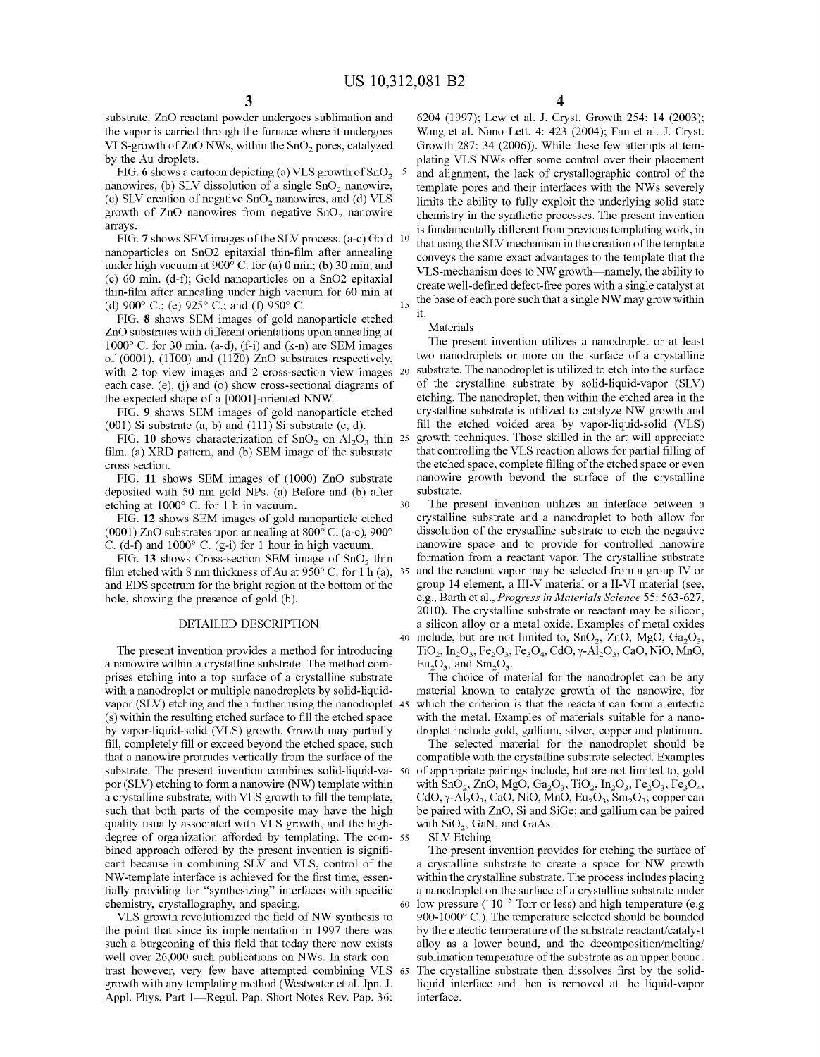substrate. ZnO reactant powder undergoes sublimation and the vapor is carried through the furnace where it undergoes VLS-growth of ZnO NWs, within the $SnO_2$ pores, catalyzed by the Au droplets.

FIG. 6 shows a cartoon depicting (a) VLS growth of $SnO_2$ nanowires, (b) SLV dissolution of a single $SnO_2$ nanowire, (c) SLV creation of negative $SnO_2$ nanowires, and (d) VLS growth of ZnO nanowires from negative $SnO_2$ nanowire arrays.

FIG. 7 shows SEM images of the SLV process. (a-c) Gold nanoparticles on SnO2 epitaxial thin-film after annealing under high vacuum at 900° C. for (a) 0 min; (b) 30 min; and (c) 60 min. (d-f); Gold nanoparticles on a SnO2 epitaxial thin-film after annealing under high vacuum for 60 min at (d) 900° C.; (e) 925° C.; and (f) 950° C.

FIG. 8 shows SEM images of gold nanoparticle etched ZnO substrates with different orientations upon annealing at 1000° C. for 30 min. (a-d), (f-i) and (k-n) are SEM images of (0001), $(1\bar{1}00)$ and $(11\bar{2}0)$ ZnO substrates respectively, with 2 top view images and 2 cross-section view images each case. (e), (j) and (o) show cross-sectional diagrams of the expected shape of a [0001]-oriented NNW.

FIG. 9 shows SEM images of gold nanoparticle etched (001) Si substrate (a, b) and (111) Si substrate (c, d).

FIG. 10 shows characterization of $SnO_2$ on $Al_2O_3$ thin film. (a) XRD pattern, and (b) SEM image of the substrate cross section.

FIG. 11 shows SEM images of (1000) ZnO substrate deposited with 50 nm gold NPs. (a) Before and (b) after etching at 1000° C. for 1 h in vacuum.

FIG. 12 shows SEM images of gold nanoparticle etched (0001) ZnO substrates upon annealing at 800° C. (a-c), 900° C. (d-f) and 1000° C. (g-i) for 1 hour in high vacuum.

FIG. 13 shows Cross-section SEM image of $SnO_2$ thin film etched with 8 nm thickness of Au at 950° C. for 1 h (a), and EDS spectrum for the bright region at the bottom of the hole, showing the presence of gold (b).

## DETAILED DESCRIPTION

The present invention provides a method for introducing a nanowire within a crystalline substrate. The method comprises etching into a top surface of a crystalline substrate with a nanodroplet or multiple nanodroplets by solid-liquid-vapor (SLV) etching and then further using the nanodroplet (s) within the resulting etched surface to fill the etched space by vapor-liquid-solid (VLS) growth. Growth may partially fill, completely fill or exceed beyond the etched space, such that a nanowire protrudes vertically from the surface of the substrate. The present invention combines solid-liquid-vapor (SLV) etching to form a nanowire (NW) template within a crystalline substrate, with VLS growth to fill the template, such that both parts of the composite may have the high quality usually associated with VLS growth, and the high-degree of organization afforded by templating. The combined approach offered by the present invention is significant because in combining SLV and VLS, control of the NW-template interface is achieved for the first time, essentially providing for "synthesizing" interfaces with specific chemistry, crystallography, and spacing.

VLS growth revolutionized the field of NW synthesis to the point that since its implementation in 1997 there was such a burgeoning of this field that today there now exists well over 26,000 such publications on NWs. In stark contrast however, very few have attempted combining VLS growth with any templating method (Westwater et al. Jpn. J. Appl. Phys. Part 1—Regul. Pap. Short Notes Rev. Pap. 36: 6204 (1997); Lew et al. J. Cryst. Growth 254: 14 (2003); Wang et al. Nano Lett. 4: 423 (2004); Fan et al. J. Cryst. Growth 287: 34 (2006)). While these few attempts at templating VLS NWs offer some control over their placement and alignment, the lack of crystallographic control of the template pores and their interfaces with the NWs severely limits the ability to fully exploit the underlying solid state chemistry in the synthetic processes. The present invention is fundamentally different from previous templating work, in that using the SLV mechanism in the creation of the template conveys the same exact advantages to the template that the VLS-mechanism does to NW growth—namely, the ability to create well-defined defect-free pores with a single catalyst at the base of each pore such that a single NW may grow within it.

### Materials

The present invention utilizes a nanodroplet or at least two nanodroplets or more on the surface of a crystalline substrate. The nanodroplet is utilized to etch into the surface of the crystalline substrate by solid-liquid-vapor (SLV) etching. The nanodroplet, then within the etched area in the crystalline substrate is utilized to catalyze NW growth and fill the etched voided area by vapor-liquid-solid (VLS) growth techniques. Those skilled in the art will appreciate that controlling the VLS reaction allows for partial filling of the etched space, complete filling of the etched space or even nanowire growth beyond the surface of the crystalline substrate.

The present invention utilizes an interface between a crystalline substrate and a nanodroplet to both allow for dissolution of the crystalline substrate to etch the negative nanowire space and to provide for controlled nanowire formation from a reactant vapor. The crystalline substrate and the reactant vapor may be selected from a group IV or group 14 element, a III-V material or a II-VI material (see, e.g., Barth et al., *Progress in Materials Science* 55: 563-627, 2010). The crystalline substrate or reactant may be silicon, a silicon alloy or a metal oxide. Examples of metal oxides include, but are not limited to, $SnO_2$, ZnO, MgO, $Ga_2O_3$, $TiO_2$, $In_2O_3$, $Fe_2O_3$, $Fe_3O_4$, CdO, $\gamma$-$Al_2O_3$, CaO, NiO, MnO, $Eu_2O_3$, and $Sm_2O_3$.

The choice of material for the nanodroplet can be any material known to catalyze growth of the nanowire, for which the criterion is that the reactant can form a eutectic with the metal. Examples of materials suitable for a nanodroplet include gold, gallium, silver, copper and platinum.

The selected material for the nanodroplet should be compatible with the crystalline substrate selected. Examples of appropriate pairings include, but are not limited to, gold with $SnO_2$, ZnO, MgO, $Ga_2O_3$, $TiO_2$, $In_2O_3$, $Fe_2O_3$, $Fe_3O_4$, CdO, $\gamma$-$Al_2O_3$, CaO, NiO, MnO, $Eu_2O_3$, $Sm_2O_3$; copper can be paired with ZnO, Si and SiGe; and gallium can be paired with $SiO_2$, GaN, and GaAs.

### SLV Etching

The present invention provides for etching the surface of a crystalline substrate to create a space for NW growth within the crystalline substrate. The process includes placing a nanodroplet on the surface of a crystalline substrate under low pressure (~$10^{-5}$ Torr or less) and high temperature (e.g 900-1000° C.). The temperature selected should be bounded by the eutectic temperature of the substrate reactant/catalyst alloy as a lower bound, and the decomposition/melting/sublimation temperature of the substrate as an upper bound. The crystalline substrate then dissolves first by the solid-liquid interface and then is removed at the liquid-vapor interface.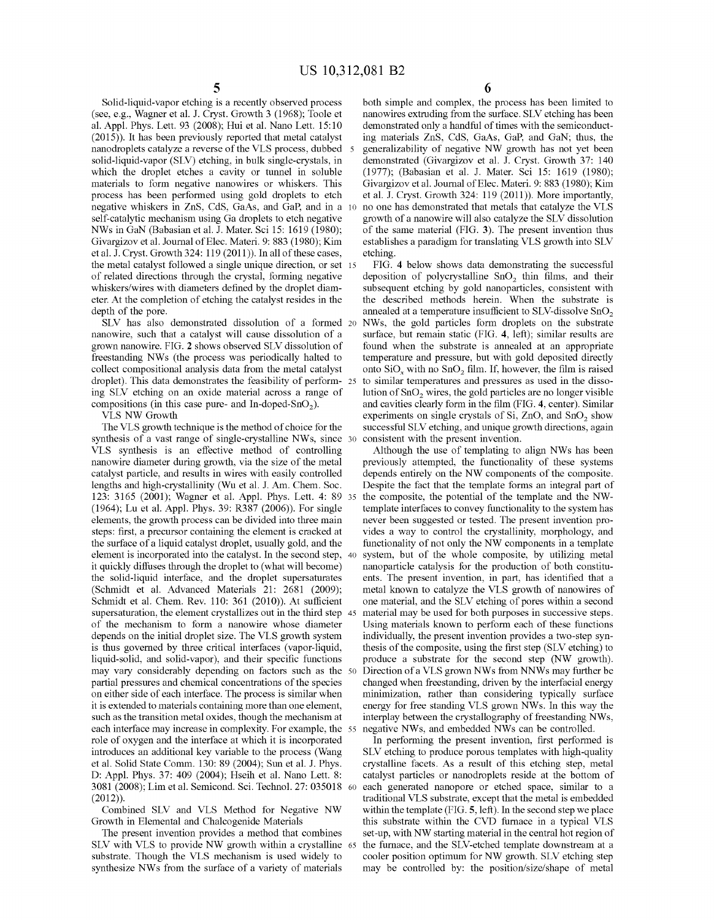Solid-liquid-vapor etching is a recently observed process (see, e.g., Wagner et al. J. Cryst. Growth 3 (1968); Toole et al. Appl. Phys. Lett. 93 (2008); Hui et al. Nano Lett. 15:10 (2015)). It has been previously reported that metal catalyst nanodroplets catalyze a reverse of the VLS process, dubbed solid-liquid-vapor (SLV) etching, in bulk single-crystals, in which the droplet etches a cavity or tunnel in soluble materials to form negative nanowires or whiskers. This process has been performed using gold droplets to etch negative whiskers in ZnS, CdS, GaAs, and GaP, and in a self-catalytic mechanism using Ga droplets to etch negative NWs in GaN (Babasian et al. J. Mater. Sci 15: 1619 (1980); Givargizov et al. Journal of Elec. Materi. 9: 883 (1980); Kim et al. J. Cryst. Growth 324: 119 (2011)). In all of these cases, the metal catalyst followed a single unique direction, or set of related directions through the crystal, forming negative whiskers/wires with diameters defined by the droplet diameter. At the completion of etching the catalyst resides in the depth of the pore.

SLV has also demonstrated dissolution of a formed nanowire, such that a catalyst will cause dissolution of a grown nanowire. FIG. **2** shows observed SLV dissolution of freestanding NWs (the process was periodically halted to collect compositional analysis data from the metal catalyst droplet). This data demonstrates the feasibility of performing SLV etching on an oxide material across a range of compositions (in this case pure- and In-doped-$SnO_2$).

VLS NW Growth

The VLS growth technique is the method of choice for the synthesis of a vast range of single-crystalline NWs, since VLS synthesis is an effective method of controlling nanowire diameter during growth, via the size of the metal catalyst particle, and results in wires with easily controlled lengths and high-crystallinity (Wu et al. J. Am. Chem. Soc. 123: 3165 (2001); Wagner et al. Appl. Phys. Lett. 4: 89 (1964); Lu et al. Appl. Phys. 39: R387 (2006)). For single elements, the growth process can be divided into three main steps: first, a precursor containing the element is cracked at the surface of a liquid catalyst droplet, usually gold, and the element is incorporated into the catalyst. In the second step, it quickly diffuses through the droplet to (what will become) the solid-liquid interface, and the droplet supersaturates (Schmidt et al. Advanced Materials 21: 2681 (2009); Schmidt et al. Chem. Rev. 110: 361 (2010)). At sufficient supersaturation, the element crystallizes out in the third step of the mechanism to form a nanowire whose diameter depends on the initial droplet size. The VLS growth system is thus governed by three critical interfaces (vapor-liquid, liquid-solid, and solid-vapor), and their specific functions may vary considerably depending on factors such as the partial pressures and chemical concentrations of the species on either side of each interface. The process is similar when it is extended to materials containing more than one element, such as the transition metal oxides, though the mechanism at each interface may increase in complexity. For example, the role of oxygen and the interface at which it is incorporated introduces an additional key variable to the process (Wang et al. Solid State Comm. 130: 89 (2004); Sun et al. J. Phys. D: Appl. Phys. 37: 409 (2004); Hseih et al. Nano Lett. 8: 3081 (2008); Lim et al. Semicond. Sci. Technol. 27: 035018 (2012)).

Combined SLV and VLS Method for Negative NW Growth in Elemental and Chalcogenide Materials

The present invention provides a method that combines SLV with VLS to provide NW growth within a crystalline substrate. Though the VLS mechanism is used widely to synthesize NWs from the surface of a variety of materials both simple and complex, the process has been limited to nanowires extruding from the surface. SLV etching has been demonstrated only a handful of times with the semiconducting materials ZnS, CdS, GaAs, GaP, and GaN; thus, the generalizability of negative NW growth has not yet been demonstrated (Givargizov et al. J. Cryst. Growth 37: 140 (1977); (Babasian et al. J. Mater. Sci 15: 1619 (1980); Givargizov et al. Journal of Elec. Materi. 9: 883 (1980); Kim et al. J. Cryst. Growth 324: 119 (2011)). More importantly, no one has demonstrated that metals that catalyze the VLS growth of a nanowire will also catalyze the SLV dissolution of the same material (FIG. **3**). The present invention thus establishes a paradigm for translating VLS growth into SLV etching.

FIG. **4** below shows data demonstrating the successful deposition of polycrystalline $SnO_2$ thin films, and their subsequent etching by gold nanoparticles, consistent with the described methods herein. When the substrate is annealed at a temperature insufficient to SLV-dissolve $SnO_2$ NWs, the gold particles form droplets on the substrate surface, but remain static (FIG. **4**, left); similar results are found when the substrate is annealed at an appropriate temperature and pressure, but with gold deposited directly onto $SiO_x$ with no $SnO_2$ film. If, however, the film is raised to similar temperatures and pressures as used in the dissolution of $SnO_2$ wires, the gold particles are no longer visible and cavities clearly form in the film (FIG. **4**, center). Similar experiments on single crystals of Si, ZnO, and $SnO_2$ show successful SLV etching, and unique growth directions, again consistent with the present invention.

Although the use of templating to align NWs has been previously attempted, the functionality of these systems depends entirely on the NW components of the composite. Despite the fact that the template forms an integral part of the composite, the potential of the template and the NW-template interfaces to convey functionality to the system has never been suggested or tested. The present invention provides a way to control the crystallinity, morphology, and functionality of not only the NW components in a template system, but of the whole composite, by utilizing metal nanoparticle catalysis for the production of both constituents. The present invention, in part, has identified that a metal known to catalyze the VLS growth of nanowires of one material, and the SLV etching of pores within a second material may be used for both purposes in successive steps. Using materials known to perform each of these functions individually, the present invention provides a two-step synthesis of the composite, using the first step (SLV etching) to produce a substrate for the second step (NW growth). Direction of a VLS grown NWs from NNWs may further be changed when freestanding, driven by the interfacial energy minimization, rather than considering typically surface energy for free standing VLS grown NWs. In this way the interplay between the crystallography of freestanding NWs, negative NWs, and embedded NWs can be controlled.

In performing the present invention, first performed is SLV etching to produce porous templates with high-quality crystalline facets. As a result of this etching step, metal catalyst particles or nanodroplets reside at the bottom of each generated nanopore or etched space, similar to a traditional VLS substrate, except that the metal is embedded within the template (FIG. **5**, left). In the second step we place this substrate within the CVD furnace in a typical VLS set-up, with NW starting material in the central hot region of the furnace, and the SLV-etched template downstream at a cooler position optimum for NW growth. SLV etching step may be controlled by: the position/size/shape of metal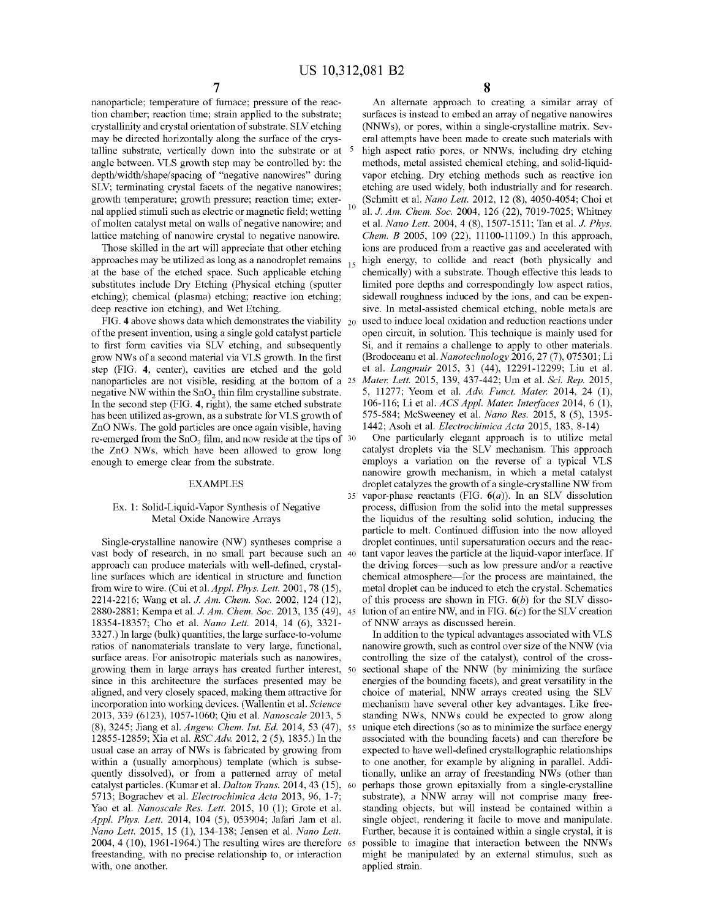nanoparticle; temperature of furnace; pressure of the reaction chamber; reaction time; strain applied to the substrate; crystallinity and crystal orientation of substrate. SLV etching may be directed horizontally along the surface of the crystalline substrate, vertically down into the substrate or at angle between. VLS growth step may be controlled by: the depth/width/shape/spacing of "negative nanowires" during SLV; terminating crystal facets of the negative nanowires; growth temperature; growth pressure; reaction time; external applied stimuli such as electric or magnetic field; wetting of molten catalyst metal on walls of negative nanowire; and lattice matching of nanowire crystal to negative nanowire.

Those skilled in the art will appreciate that other etching approaches may be utilized as long as a nanodroplet remains at the base of the etched space. Such applicable etching substitutes include Dry Etching (Physical etching (sputter etching); chemical (plasma) etching; reactive ion etching; deep reactive ion etching), and Wet Etching.

FIG. **4** above shows data which demonstrates the viability of the present invention, using a single gold catalyst particle to first form cavities via SLV etching, and subsequently grow NWs of a second material via VLS growth. In the first step (FIG. **4**, center), cavities are etched and the gold nanoparticles are not visible, residing at the bottom of a negative NW within the $SnO_2$ thin film crystalline substrate. In the second step (FIG. **4**, right), the same etched substrate has been utilized as-grown, as a substrate for VLS growth of ZnO NWs. The gold particles are once again visible, having re-emerged from the $SnO_2$ film, and now reside at the tips of the ZnO NWs, which have been allowed to grow long enough to emerge clear from the substrate.

## EXAMPLES

### Ex. 1: Solid-Liquid-Vapor Synthesis of Negative Metal Oxide Nanowire Arrays

Single-crystalline nanowire (NW) syntheses comprise a vast body of research, in no small part because such an approach can produce materials with well-defined, crystalline surfaces which are identical in structure and function from wire to wire. (Cui et al. *Appl. Phys. Lett.* 2001, 78 (15), 2214-2216; Wang et al. *J. Am. Chem. Soc.* 2002, 124 (12), 2880-2881; Kempa et al. *J. Am. Chem. Soc.* 2013, 135 (49), 18354-18357; Cho et al. *Nano Lett.* 2014, 14 (6), 3321-3327.) In large (bulk) quantities, the large surface-to-volume ratios of nanomaterials translate to very large, functional, surface areas. For anisotropic materials such as nanowires, growing them in large arrays has created further interest, since in this architecture the surfaces presented may be aligned, and very closely spaced, making them attractive for incorporation into working devices. (Wallentin et al. *Science* 2013, 339 (6123), 1057-1060; Qiu et al. *Nanoscale* 2013, 5 (8), 3245; Jiang et al. *Angew. Chem. Int. Ed.* 2014, 53 (47), 12855-12859; Xia et al. *RSC Adv.* 2012, 2 (5), 1835.) In the usual case an array of NWs is fabricated by growing from within a (usually amorphous) template (which is subsequently dissolved), or from a patterned array of metal catalyst particles. (Kumar et al. *Dalton Trans.* 2014, 43 (15), 5713; Bograchev et al. *Electrochimica Acta* 2013, 96, 1-7; Yao et al. *Nanoscale Res. Lett.* 2015, 10 (1); Grote et al. *Appl. Phys. Lett.* 2014, 104 (5), 053904; Jafari Jam et al. *Nano Lett.* 2015, 15 (1), 134-138; Jensen et al. *Nano Lett.* 2004, 4 (10), 1961-1964.) The resulting wires are therefore freestanding, with no precise relationship to, or interaction with, one another.

An alternate approach to creating a similar array of surfaces is instead to embed an array of negative nanowires (NNWs), or pores, within a single-crystalline matrix. Several attempts have been made to create such materials with high aspect ratio pores, or NNWs, including dry etching methods, metal assisted chemical etching, and solid-liquid-vapor etching. Dry etching methods such as reactive ion etching are used widely, both industrially and for research. (Schmitt et al. *Nano Lett.* 2012, 12 (8), 4050-4054; Choi et al. *J. Am. Chem. Soc.* 2004, 126 (22), 7019-7025; Whitney et al. *Nano Lett.* 2004, 4 (8), 1507-1511; Tan et al. *J. Phys. Chem. B* 2005, 109 (22), 11100-11109.) In this approach, ions are produced from a reactive gas and accelerated with high energy, to collide and react (both physically and chemically) with a substrate. Though effective this leads to limited pore depths and correspondingly low aspect ratios, sidewall roughness induced by the ions, and can be expensive. In metal-assisted chemical etching, noble metals are used to induce local oxidation and reduction reactions under open circuit, in solution. This technique is mainly used for Si, and it remains a challenge to apply to other materials. (Brodoceanu et al. *Nanotechnology* 2016, 27 (7), 075301; Li et al. *Langmuir* 2015, 31 (44), 12291-12299; Liu et al. *Mater. Lett.* 2015, 139, 437-442; Um et al. *Sci. Rep.* 2015, 5, 11277; Yeom et al. *Adv. Funct. Mater.* 2014, 24 (1), 106-116; Li et al. *ACS Appl. Mater. Interfaces* 2014, 6 (1), 575-584; McSweeney et al. *Nano Res.* 2015, 8 (5), 1395-1442; Asoh et al. *Electrochimica Acta* 2015, 183, 8-14)

One particularly elegant approach is to utilize metal catalyst droplets via the SLV mechanism. This approach employs a variation on the reverse of a typical VLS nanowire growth mechanism, in which a metal catalyst droplet catalyzes the growth of a single-crystalline NW from vapor-phase reactants (FIG. **6**(*a*)). In an SLV dissolution process, diffusion from the solid into the metal suppresses the liquidus of the resulting solid solution, inducing the particle to melt. Continued diffusion into the now alloyed droplet continues, until supersaturation occurs and the reactant vapor leaves the particle at the liquid-vapor interface. If the driving forces—such as low pressure and/or a reactive chemical atmosphere—for the process are maintained, the metal droplet can be induced to etch the crystal. Schematics of this process are shown in FIG. **6**(*b*) for the SLV dissolution of an entire NW, and in FIG. **6**(*c*) for the SLV creation of NNW arrays as discussed herein.

In addition to the typical advantages associated with VLS nanowire growth, such as control over size of the NNW (via controlling the size of the catalyst), control of the cross-sectional shape of the NNW (by minimizing the surface energies of the bounding facets), and great versatility in the choice of material, NNW arrays created using the SLV mechanism have several other key advantages. Like freestanding NWs, NNWs could be expected to grow along unique etch directions (so as to minimize the surface energy associated with the bounding facets) and can therefore be expected to have well-defined crystallographic relationships to one another, for example by aligning in parallel. Additionally, unlike an array of freestanding NWs (other than perhaps those grown epitaxially from a single-crystalline substrate), a NNW array will not comprise many freestanding objects, but will instead be contained within a single object, rendering it facile to move and manipulate. Further, because it is contained within a single crystal, it is possible to imagine that interaction between the NNWs might be manipulated by an external stimulus, such as applied strain.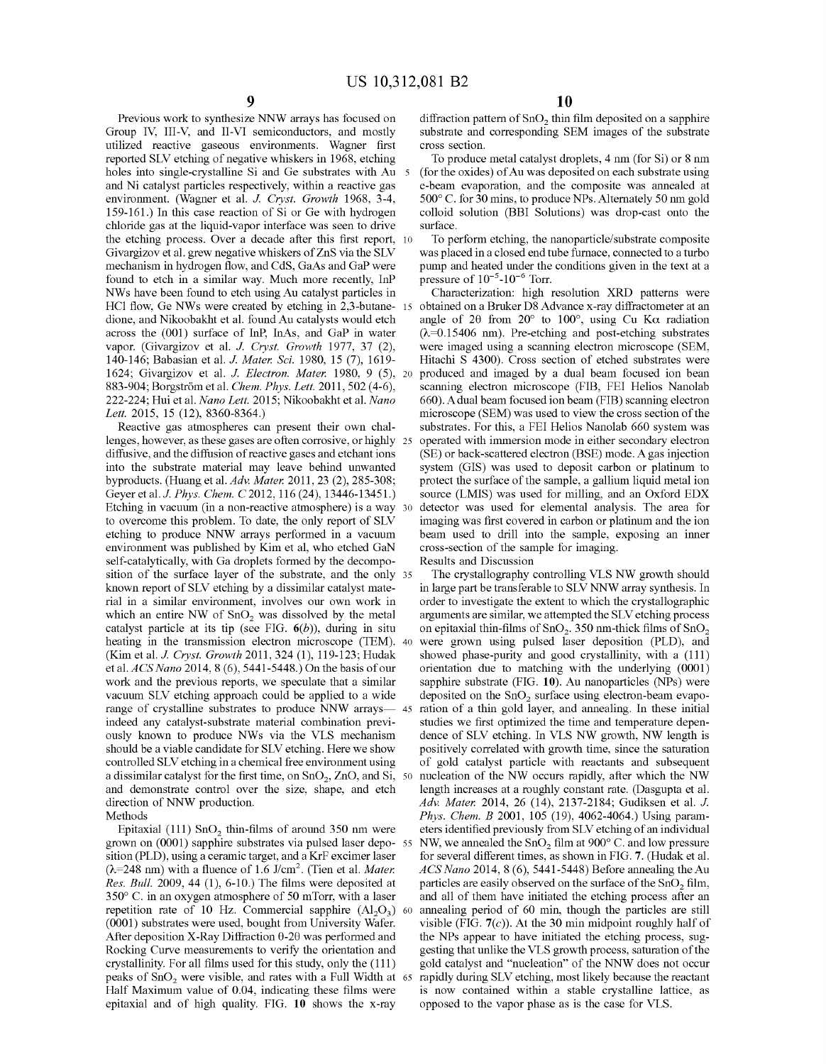Previous work to synthesize NNW arrays has focused on Group IV, III-V, and II-VI semiconductors, and mostly utilized reactive gaseous environments. Wagner first reported SLV etching of negative whiskers in 1968, etching holes into single-crystalline Si and Ge substrates with Au and Ni catalyst particles respectively, within a reactive gas environment. (Wagner et al. *J. Cryst. Growth* 1968, 3-4, 159-161.) In this case reaction of Si or Ge with hydrogen chloride gas at the liquid-vapor interface was seen to drive the etching process. Over a decade after this first report, Givargizov et al. grew negative whiskers of ZnS via the SLV mechanism in hydrogen flow, and CdS, GaAs and GaP were found to etch in a similar way. Much more recently, InP NWs have been found to etch using Au catalyst particles in HCl flow, Ge NWs were created by etching in 2,3-butanedione, and Nikoobakht et al. found Au catalysts would etch across the (001) surface of InP, InAs, and GaP in water vapor. (Givargizov et al. *J. Cryst. Growth* 1977, 37 (2), 140-146; Babasian et al. *J. Mater. Sci.* 1980, 15 (7), 1619-1624; Givargizov et al. *J. Electron. Mater.* 1980, 9 (5), 883-904; Borgström et al. *Chem. Phys. Lett.* 2011, 502 (4-6), 222-224; Hui et al. *Nano Lett.* 2015; Nikoobakht et al. *Nano Lett.* 2015, 15 (12), 8360-8364.)

Reactive gas atmospheres can present their own challenges, however, as these gases are often corrosive, or highly diffusive, and the diffusion of reactive gases and etchant ions into the substrate material may leave behind unwanted byproducts. (Huang et al. *Adv. Mater.* 2011, 23 (2), 285-308; Geyer et al. *J. Phys. Chem. C* 2012, 116 (24), 13446-13451.) Etching in vacuum (in a non-reactive atmosphere) is a way to overcome this problem. To date, the only report of SLV etching to produce NNW arrays performed in a vacuum environment was published by Kim et al, who etched GaN self-catalytically, with Ga droplets formed by the decomposition of the surface layer of the substrate, and the only known report of SLV etching by a dissimilar catalyst material in a similar environment, involves our own work in which an entire NW of $SnO_2$ was dissolved by the metal catalyst particle at its tip (see FIG. **6**(*b*)), during in situ heating in the transmission electron microscope (TEM). (Kim et al. *J. Cryst. Growth* 2011, 324 (1), 119-123; Hudak et al. *ACS Nano* 2014, 8 (6), 5441-5448.) On the basis of our work and the previous reports, we speculate that a similar vacuum SLV etching approach could be applied to a wide range of crystalline substrates to produce NNW arrays—indeed any catalyst-substrate material combination previously known to produce NWs via the VLS mechanism should be a viable candidate for SLV etching. Here we show controlled SLV etching in a chemical free environment using a dissimilar catalyst for the first time, on $SnO_2$, ZnO, and Si, and demonstrate control over the size, shape, and etch direction of NNW production.

Methods

Epitaxial (111) $SnO_2$ thin-films of around 350 nm were grown on (0001) sapphire substrates via pulsed laser deposition (PLD), using a ceramic target, and a KrF excimer laser ($\lambda$=248 nm) with a fluence of 1.6 J/cm$^2$. (Tien et al. *Mater. Res. Bull.* 2009, 44 (1), 6-10.) The films were deposited at 350° C. in an oxygen atmosphere of 50 mTorr, with a laser repetition rate of 10 Hz. Commercial sapphire ($Al_2O_3$) (0001) substrates were used, bought from University Wafer. After deposition X-Ray Diffraction θ-2θ was performed and Rocking Curve measurements to verify the orientation and crystallinity. For all films used for this study, only the (111) peaks of $SnO_2$ were visible, and rates with a Full Width at Half Maximum value of 0.04, indicating these films were epitaxial and of high quality. FIG. **10** shows the x-ray diffraction pattern of $SnO_2$ thin film deposited on a sapphire substrate and corresponding SEM images of the substrate cross section.

To produce metal catalyst droplets, 4 nm (for Si) or 8 nm (for the oxides) of Au was deposited on each substrate using e-beam evaporation, and the composite was annealed at 500° C. for 30 mins, to produce NPs. Alternately 50 nm gold colloid solution (BBI Solutions) was drop-cast onto the surface.

To perform etching, the nanoparticle/substrate composite was placed in a closed end tube furnace, connected to a turbo pump and heated under the conditions given in the text at a pressure of $10^{-5}$-$10^{-6}$ Torr.

Characterization: high resolution XRD patterns were obtained on a Bruker D8 Advance x-ray diffractometer at an angle of 2θ from 20° to 100°, using Cu Kα radiation ($\lambda$=0.15406 nm). Pre-etching and post-etching substrates were imaged using a scanning electron microscope (SEM, Hitachi S 4300). Cross section of etched substrates were produced and imaged by a dual beam focused ion beam scanning electron microscope (FIB, FEI Helios Nanolab 660). A dual beam focused ion beam (FIB) scanning electron microscope (SEM) was used to view the cross section of the substrates. For this, a FEI Helios Nanolab 660 system was operated with immersion mode in either secondary electron (SE) or back-scattered electron (BSE) mode. A gas injection system (GIS) was used to deposit carbon or platinum to protect the surface of the sample, a gallium liquid metal ion source (LMIS) was used for milling, and an Oxford EDX detector was used for elemental analysis. The area for imaging was first covered in carbon or platinum and the ion beam used to drill into the sample, exposing an inner cross-section of the sample for imaging.

Results and Discussion

The crystallography controlling VLS NW growth should in large part be transferable to SLV NNW array synthesis. In order to investigate the extent to which the crystallographic arguments are similar, we attempted the SLV etching process on epitaxial thin-films of $SnO_2$. 350 nm-thick films of $SnO_2$ were grown using pulsed laser deposition (PLD), and showed phase-purity and good crystallinity, with a (111) orientation due to matching with the underlying (0001) sapphire substrate (FIG. **10**). Au nanoparticles (NPs) were deposited on the $SnO_2$ surface using electron-beam evaporation of a thin gold layer, and annealing. In these initial studies we first optimized the time and temperature dependence of SLV etching. In VLS NW growth, NW length is positively correlated with growth time, since the saturation of gold catalyst particle with reactants and subsequent nucleation of the NW occurs rapidly, after which the NW length increases at a roughly constant rate. (Dasgupta et al. *Adv. Mater.* 2014, 26 (14), 2137-2184; Gudiksen et al. *J. Phys. Chem. B* 2001, 105 (19), 4062-4064.) Using parameters identified previously from SLV etching of an individual NW, we annealed the $SnO_2$ film at 900° C. and low pressure for several different times, as shown in FIG. **7**. (Hudak et al. *ACS Nano* 2014, 8 (6), 5441-5448) Before annealing the Au particles are easily observed on the surface of the $SnO_2$ film, and all of them have initiated the etching process after an annealing period of 60 min, though the particles are still visible (FIG. **7**(*c*)). At the 30 min midpoint roughly half of the NPs appear to have initiated the etching process, suggesting that unlike the VLS growth process, saturation of the gold catalyst and "nucleation" of the NNW does not occur rapidly during SLV etching, most likely because the reactant is now contained within a stable crystalline lattice, as opposed to the vapor phase as is the case for VLS.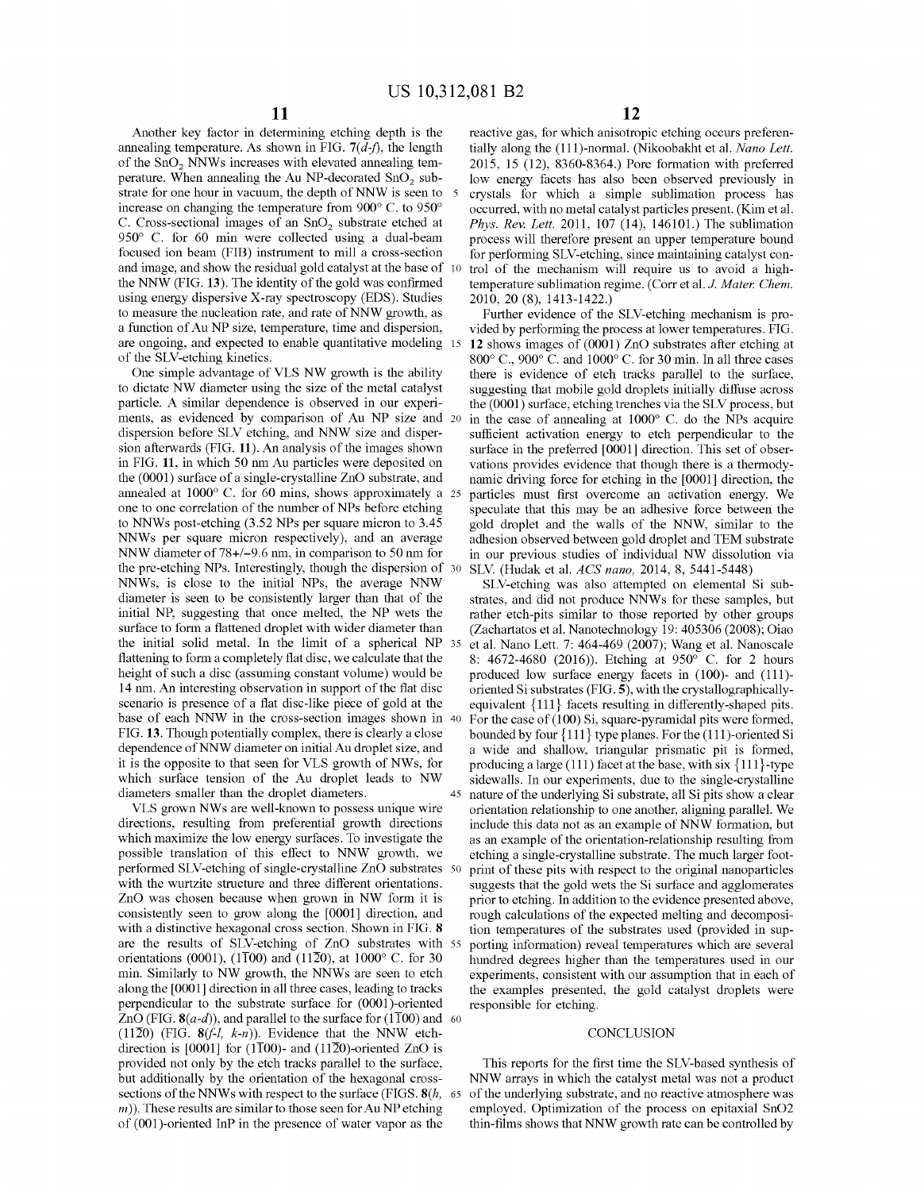Another key factor in determining etching depth is the annealing temperature. As shown in FIG. 7(*d-f*), the length of the $SnO_2$ NNWs increases with elevated annealing temperature. When annealing the Au NP-decorated $SnO_2$ substrate for one hour in vacuum, the depth of NNW is seen to increase on changing the temperature from 900° C. to 950° C. Cross-sectional images of an $SnO_2$ substrate etched at 950° C. for 60 min were collected using a dual-beam focused ion beam (FIB) instrument to mill a cross-section and image, and show the residual gold catalyst at the base of the NNW (FIG. 13). The identity of the gold was confirmed using energy dispersive X-ray spectroscopy (EDS). Studies to measure the nucleation rate, and rate of NNW growth, as a function of Au NP size, temperature, time and dispersion, are ongoing, and expected to enable quantitative modeling of the SLV-etching kinetics.

One simple advantage of VLS NW growth is the ability to dictate NW diameter using the size of the metal catalyst particle. A similar dependence is observed in our experiments, as evidenced by comparison of Au NP size and dispersion before SLV etching, and NNW size and dispersion afterwards (FIG. 11). An analysis of the images shown in FIG. 11, in which 50 nm Au particles were deposited on the (0001) surface of a single-crystalline ZnO substrate, and annealed at 1000° C. for 60 mins, shows approximately a one to one correlation of the number of NPs before etching to NNWs post-etching (3.52 NPs per square micron to 3.45 NNWs per square micron respectively), and an average NNW diameter of 78+/−9.6 nm, in comparison to 50 nm for the pre-etching NPs. Interestingly, though the dispersion of NNWs, is close to the initial NPs, the average NNW diameter is seen to be consistently larger than that of the initial NP, suggesting that once melted, the NP wets the surface to form a flattened droplet with wider diameter than the initial solid metal. In the limit of a spherical NP flattening to form a completely flat disc, we calculate that the height of such a disc (assuming constant volume) would be 14 nm. An interesting observation in support of the flat disc scenario is presence of a flat disc-like piece of gold at the base of each NNW in the cross-section images shown in FIG. 13. Though potentially complex, there is clearly a close dependence of NNW diameter on initial Au droplet size, and it is the opposite to that seen for VLS growth of NWs, for which surface tension of the Au droplet leads to NW diameters smaller than the droplet diameters.

VLS grown NWs are well-known to possess unique wire directions, resulting from preferential growth directions which maximize the low energy surfaces. To investigate the possible translation of this effect to NNW growth, we performed SLV-etching of single-crystalline ZnO substrates with the wurtzite structure and three different orientations. ZnO was chosen because when grown in NW form it is consistently seen to grow along the [0001] direction, and with a distinctive hexagonal cross section. Shown in FIG. 8 are the results of SLV-etching of ZnO substrates with orientations (0001), $(1\bar{1}00)$ and $(11\bar{2}0)$, at 1000° C. for 30 min. Similarly to NW growth, the NNWs are seen to etch along the [0001] direction in all three cases, leading to tracks perpendicular to the substrate surface for (0001)-oriented ZnO (FIG. 8(*a-d*)), and parallel to the surface for $(1\bar{1}00)$ and $(11\bar{2}0)$ (FIG. 8(*f-l, k-n*)). Evidence that the NNW etch-direction is [0001] for $(1\bar{1}00)$- and $(11\bar{2}0)$-oriented ZnO is provided not only by the etch tracks parallel to the surface, but additionally by the orientation of the hexagonal cross-sections of the NNWs with respect to the surface (FIGS. 8(*h, m*)). These results are similar to those seen for Au NP etching of (001)-oriented InP in the presence of water vapor as the reactive gas, for which anisotropic etching occurs preferentially along the (111)-normal. (Nikoobakht et al. *Nano Lett.* 2015, 15 (12), 8360-8364.) Pore formation with preferred low energy facets has also been observed previously in crystals for which a simple sublimation process has occurred, with no metal catalyst particles present. (Kim et al. *Phys. Rev. Lett.* 2011, 107 (14), 146101.) The sublimation process will therefore present an upper temperature bound for performing SLV-etching, since maintaining catalyst control of the mechanism will require us to avoid a high-temperature sublimation regime. (Corr et al. *J. Mater. Chem.* 2010, 20 (8), 1413-1422.)

Further evidence of the SLV-etching mechanism is provided by performing the process at lower temperatures. FIG. 12 shows images of (0001) ZnO substrates after etching at 800° C., 900° C. and 1000° C. for 30 min. In all three cases there is evidence of etch tracks parallel to the surface, suggesting that mobile gold droplets initially diffuse across the (0001) surface, etching trenches via the SLV process, but in the case of annealing at 1000° C. do the NPs acquire sufficient activation energy to etch perpendicular to the surface in the preferred [0001] direction. This set of observations provides evidence that though there is a thermodynamic driving force for etching in the [0001] direction, the particles must first overcome an activation energy. We speculate that this may be an adhesive force between the gold droplet and the walls of the NNW, similar to the adhesion observed between gold droplet and TEM substrate in our previous studies of individual NW dissolution via SLV. (Hudak et al. *ACS nano*, 2014, 8, 5441-5448)

SLV-etching was also attempted on elemental Si substrates, and did not produce NNWs for these samples, but rather etch-pits similar to those reported by other groups (Zachartatos et al. Nanotechnology 19: 405306 (2008); Oiao et al. Nano Lett. 7: 464-469 (2007); Wang et al. Nanoscale 8: 4672-4680 (2016)). Etching at 950° C. for 2 hours produced low surface energy facets in (100)- and (111)-oriented Si substrates (FIG. 5), with the crystallographically-equivalent {111} facets resulting in differently-shaped pits. For the case of (100) Si, square-pyramidal pits were formed, bounded by four {111} type planes. For the (111)-oriented Si a wide and shallow, triangular prismatic pit is formed, producing a large (111) facet at the base, with six {111}-type sidewalls. In our experiments, due to the single-crystalline nature of the underlying Si substrate, all Si pits show a clear orientation relationship to one another, aligning parallel. We include this data not as an example of NNW formation, but as an example of the orientation-relationship resulting from etching a single-crystalline substrate. The much larger footprint of these pits with respect to the original nanoparticles suggests that the gold wets the Si surface and agglomerates prior to etching. In addition to the evidence presented above, rough calculations of the expected melting and decomposition temperatures of the substrates used (provided in supporting information) reveal temperatures which are several hundred degrees higher than the temperatures used in our experiments, consistent with our assumption that in each of the examples presented, the gold catalyst droplets were responsible for etching.

## CONCLUSION

This reports for the first time the SLV-based synthesis of NNW arrays in which the catalyst metal was not a product of the underlying substrate, and no reactive atmosphere was employed. Optimization of the process on epitaxial SnO2 thin-films shows that NNW growth rate can be controlled by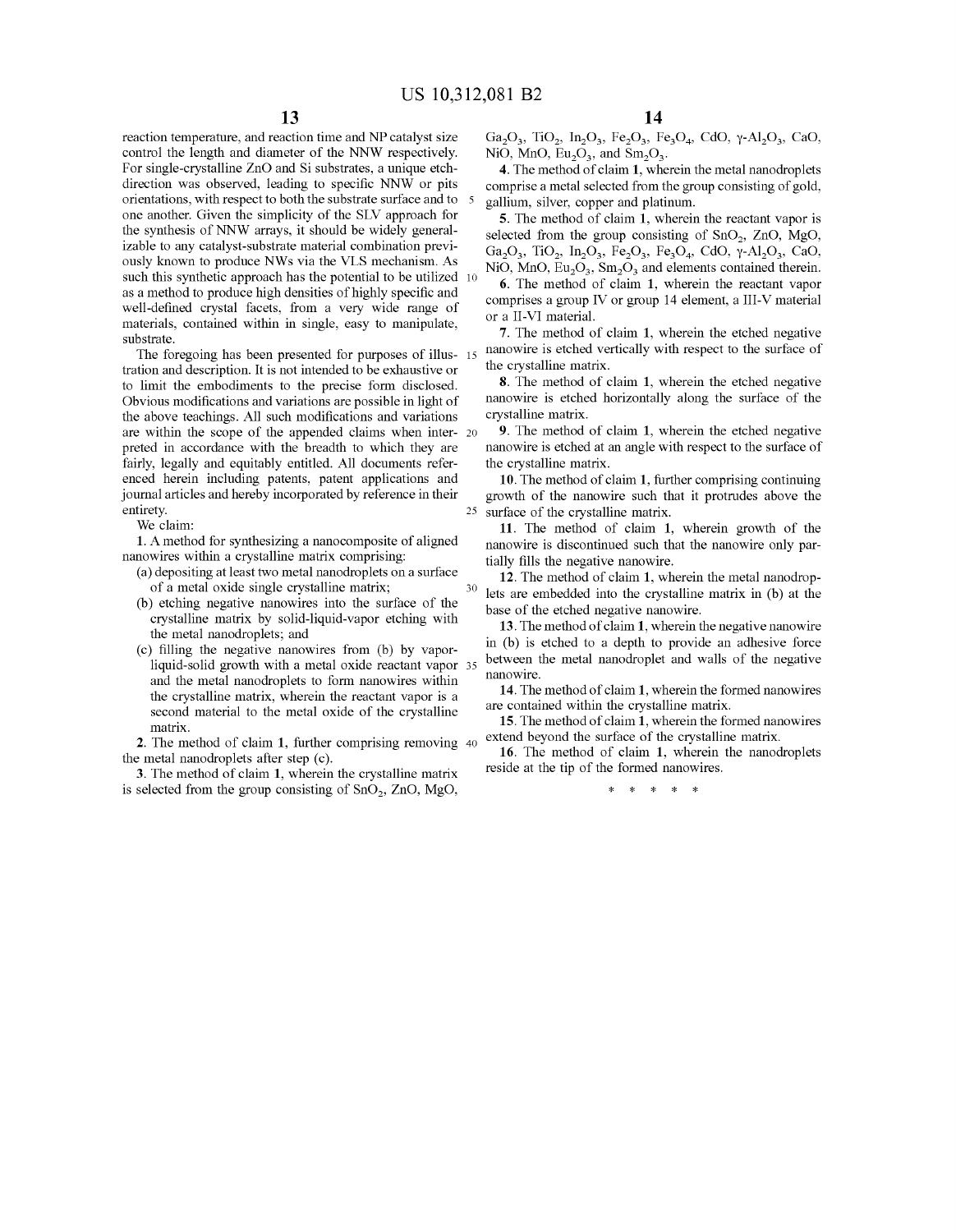reaction temperature, and reaction time and NP catalyst size control the length and diameter of the NNW respectively. For single-crystalline ZnO and Si substrates, a unique etch-direction was observed, leading to specific NNW or pits orientations, with respect to both the substrate surface and to one another. Given the simplicity of the SLV approach for the synthesis of NNW arrays, it should be widely generalizable to any catalyst-substrate material combination previously known to produce NWs via the VLS mechanism. As such this synthetic approach has the potential to be utilized as a method to produce high densities of highly specific and well-defined crystal facets, from a very wide range of materials, contained within in single, easy to manipulate, substrate.

The foregoing has been presented for purposes of illustration and description. It is not intended to be exhaustive or to limit the embodiments to the precise form disclosed. Obvious modifications and variations are possible in light of the above teachings. All such modifications and variations are within the scope of the appended claims when interpreted in accordance with the breadth to which they are fairly, legally and equitably entitled. All documents referenced herein including patents, patent applications and journal articles and hereby incorporated by reference in their entirety.

We claim:

1. A method for synthesizing a nanocomposite of aligned nanowires within a crystalline matrix comprising:
   - (a) depositing at least two metal nanodroplets on a surface of a metal oxide single crystalline matrix;
   - (b) etching negative nanowires into the surface of the crystalline matrix by solid-liquid-vapor etching with the metal nanodroplets; and
   - (c) filling the negative nanowires from (b) by vapor-liquid-solid growth with a metal oxide reactant vapor and the metal nanodroplets to form nanowires within the crystalline matrix, wherein the reactant vapor is a second material to the metal oxide of the crystalline matrix.

2. The method of claim 1, further comprising removing the metal nanodroplets after step (c).

3. The method of claim 1, wherein the crystalline matrix is selected from the group consisting of $SnO_2$, ZnO, MgO, $Ga_2O_3$, $TiO_2$, $In_2O_3$, $Fe_2O_3$, $Fe_3O_4$, CdO, $\gamma$-$Al_2O_3$, CaO, NiO, MnO, $Eu_2O_3$, and $Sm_2O_3$.

4. The method of claim 1, wherein the metal nanodroplets comprise a metal selected from the group consisting of gold, gallium, silver, copper and platinum.

5. The method of claim 1, wherein the reactant vapor is selected from the group consisting of $SnO_2$, ZnO, MgO, $Ga_2O_3$, $TiO_2$, $In_2O_3$, $Fe_2O_3$, $Fe_3O_4$, CdO, $\gamma$-$Al_2O_3$, CaO, NiO, MnO, $Eu_2O_3$, $Sm_2O_3$ and elements contained therein.

6. The method of claim 1, wherein the reactant vapor comprises a group IV or group 14 element, a III-V material or a II-VI material.

7. The method of claim 1, wherein the etched negative nanowire is etched vertically with respect to the surface of the crystalline matrix.

8. The method of claim 1, wherein the etched negative nanowire is etched horizontally along the surface of the crystalline matrix.

9. The method of claim 1, wherein the etched negative nanowire is etched at an angle with respect to the surface of the crystalline matrix.

10. The method of claim 1, further comprising continuing growth of the nanowire such that it protrudes above the surface of the crystalline matrix.

11. The method of claim 1, wherein growth of the nanowire is discontinued such that the nanowire only partially fills the negative nanowire.

12. The method of claim 1, wherein the metal nanodroplets are embedded into the crystalline matrix in (b) at the base of the etched negative nanowire.

13. The method of claim 1, wherein the negative nanowire in (b) is etched to a depth to provide an adhesive force between the metal nanodroplet and walls of the negative nanowire.

14. The method of claim 1, wherein the formed nanowires are contained within the crystalline matrix.

15. The method of claim 1, wherein the formed nanowires extend beyond the surface of the crystalline matrix.

16. The method of claim 1, wherein the nanodroplets reside at the tip of the formed nanowires.

* * * * *